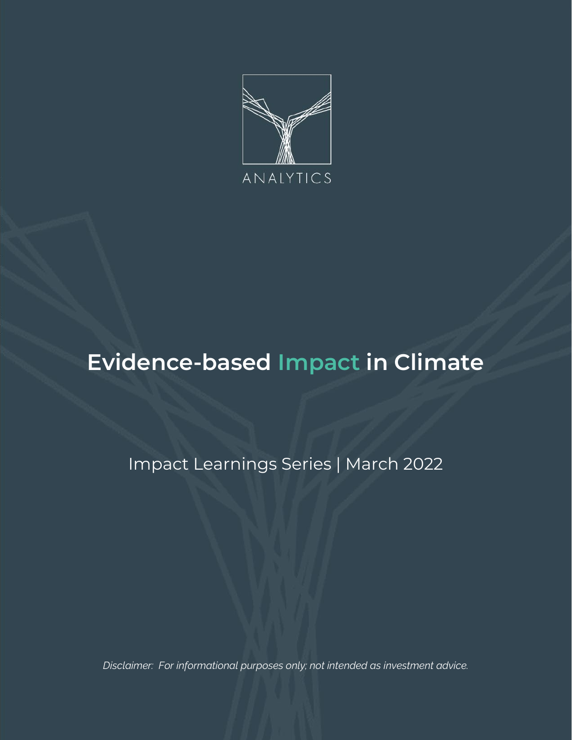ANALYTICS

# Evidence-based Impact in Climate

Impact Learnings Series | March 2022

*Disclaimer: For informational purposes only; not intended as investment advice.*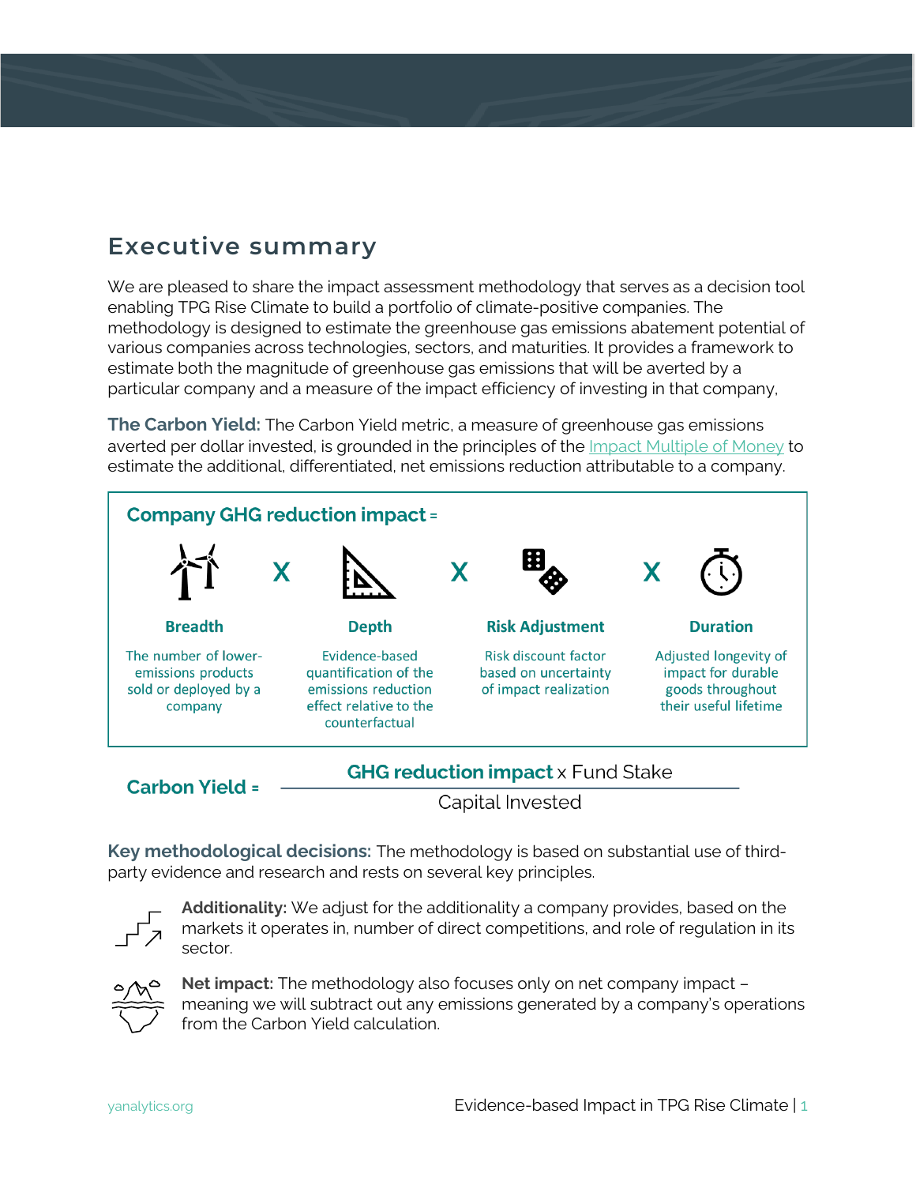## Executive summary

We are pleased to share the impact assessment methodology that serves as a decision tool enabling TPG Rise Climate to build a portfolio of climate-positive companies. The methodology is designed to estimate the greenhouse gas emissions abatement potential of various companies across technologies, sectors, and maturities. It provides a framework to estimate both the magnitude of greenhouse gas emissions that will be averted by a particular company and a measure of the impact efficiency of investing in that company,

**The Carbon Yield:** The Carbon Yield metric, a measure of greenhouse gas emissions averted per dollar invested, is grounded in the principles of the Impact Multiple of Money to estimate the additional, differentiated, net emissions reduction attributable to a company.

**Company GHG reduction impact** =

| **Breadth** | X | **Depth** | X | **Risk Adjustment** | X | **Duration** |
|---|---|---|---|---|---|---|
| The number of lower-emissions products sold or deployed by a company | | Evidence-based quantification of the emissions reduction effect relative to the counterfactual | | Risk discount factor based on uncertainty of impact realization | | Adjusted longevity of impact for durable goods throughout their useful lifetime |

$$\text{Carbon Yield} = \frac{\textbf{GHG reduction impact} \times \text{Fund Stake}}{\text{Capital Invested}}$$

**Key methodological decisions:** The methodology is based on substantial use of third-party evidence and research and rests on several key principles.

**Additionality:** We adjust for the additionality a company provides, based on the markets it operates in, number of direct competitions, and role of regulation in its sector.

**Net impact:** The methodology also focuses only on net company impact – meaning we will subtract out any emissions generated by a company's operations from the Carbon Yield calculation.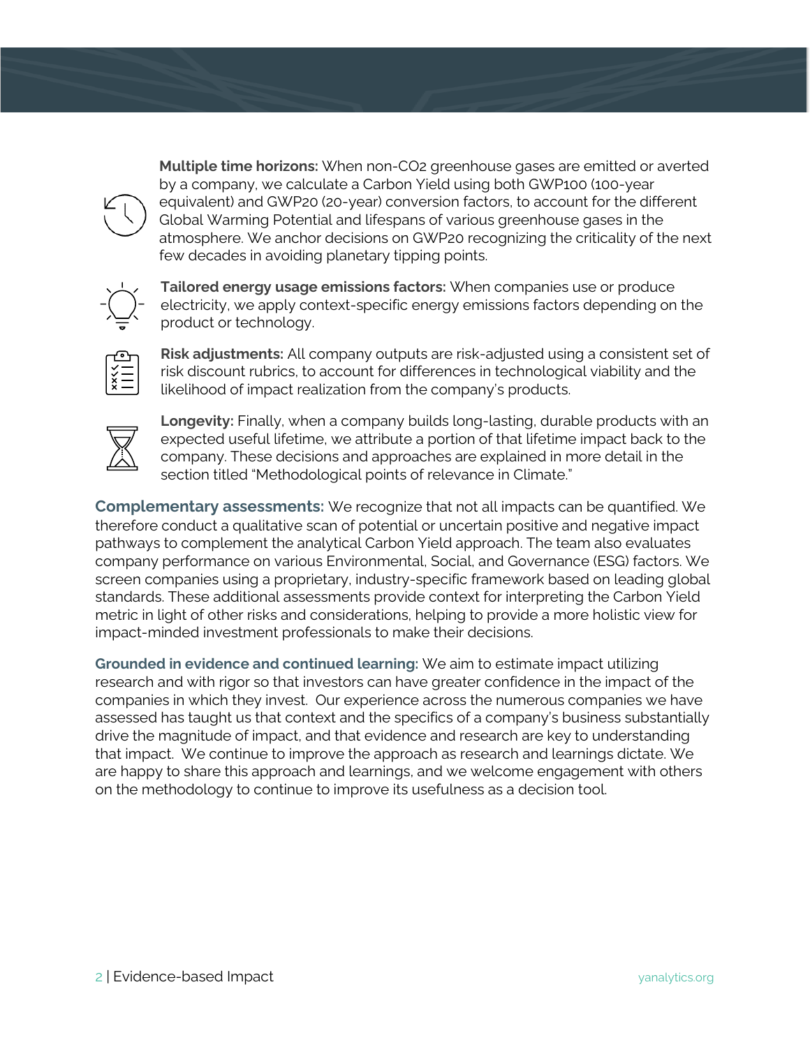**Multiple time horizons:** When non-$CO_2$ greenhouse gases are emitted or averted by a company, we calculate a Carbon Yield using both GWP100 (100-year equivalent) and GWP20 (20-year) conversion factors, to account for the different Global Warming Potential and lifespans of various greenhouse gases in the atmosphere. We anchor decisions on GWP20 recognizing the criticality of the next few decades in avoiding planetary tipping points.

**Tailored energy usage emissions factors:** When companies use or produce electricity, we apply context-specific energy emissions factors depending on the product or technology.

**Risk adjustments:** All company outputs are risk-adjusted using a consistent set of risk discount rubrics, to account for differences in technological viability and the likelihood of impact realization from the company's products.

**Longevity:** Finally, when a company builds long-lasting, durable products with an expected useful lifetime, we attribute a portion of that lifetime impact back to the company. These decisions and approaches are explained in more detail in the section titled "Methodological points of relevance in Climate."

**Complementary assessments:** We recognize that not all impacts can be quantified. We therefore conduct a qualitative scan of potential or uncertain positive and negative impact pathways to complement the analytical Carbon Yield approach. The team also evaluates company performance on various Environmental, Social, and Governance (ESG) factors. We screen companies using a proprietary, industry-specific framework based on leading global standards. These additional assessments provide context for interpreting the Carbon Yield metric in light of other risks and considerations, helping to provide a more holistic view for impact-minded investment professionals to make their decisions.

**Grounded in evidence and continued learning:** We aim to estimate impact utilizing research and with rigor so that investors can have greater confidence in the impact of the companies in which they invest. Our experience across the numerous companies we have assessed has taught us that context and the specifics of a company's business substantially drive the magnitude of impact, and that evidence and research are key to understanding that impact. We continue to improve the approach as research and learnings dictate. We are happy to share this approach and learnings, and we welcome engagement with others on the methodology to continue to improve its usefulness as a decision tool.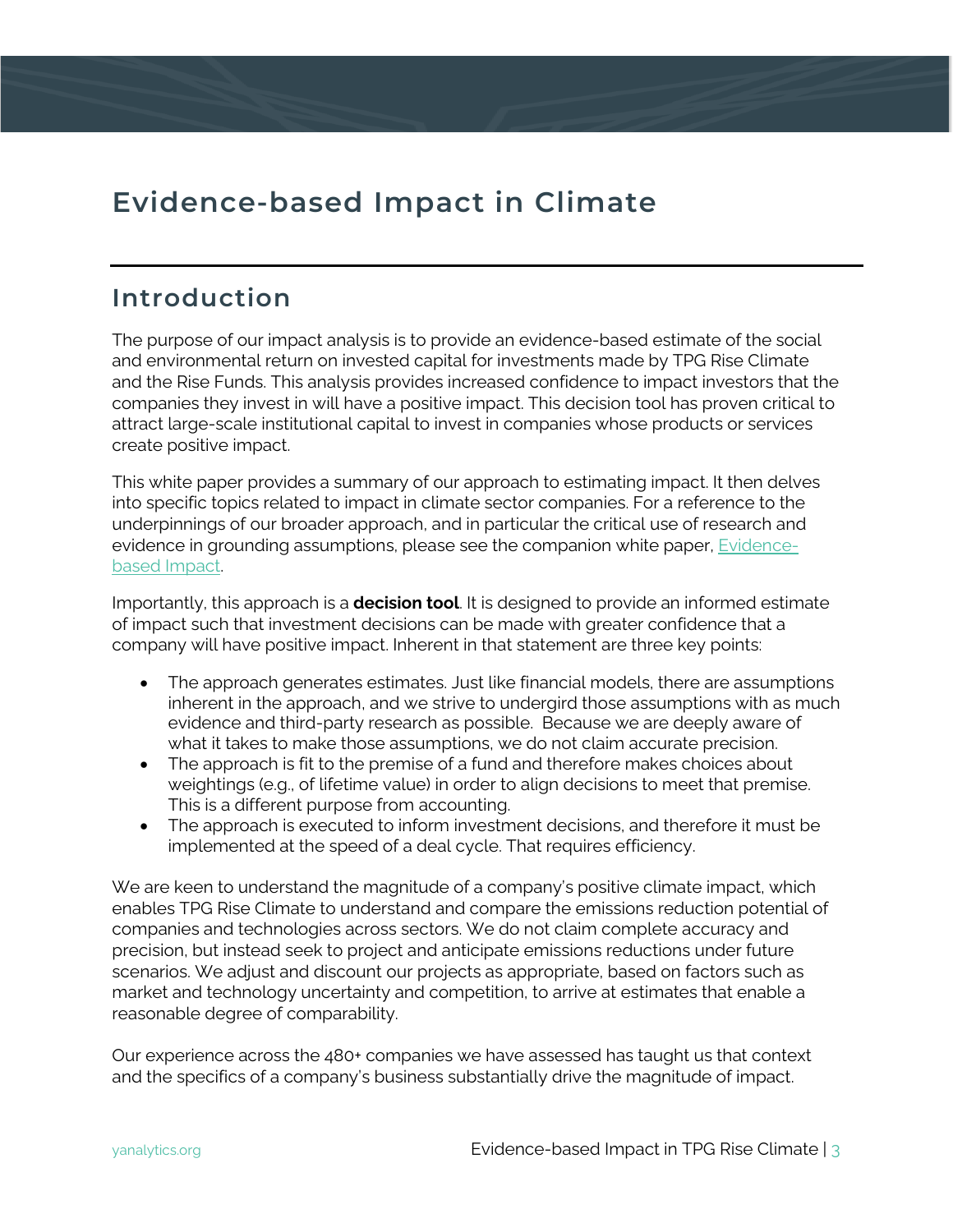# Evidence-based Impact in Climate

## Introduction

The purpose of our impact analysis is to provide an evidence-based estimate of the social and environmental return on invested capital for investments made by TPG Rise Climate and the Rise Funds. This analysis provides increased confidence to impact investors that the companies they invest in will have a positive impact. This decision tool has proven critical to attract large-scale institutional capital to invest in companies whose products or services create positive impact.

This white paper provides a summary of our approach to estimating impact. It then delves into specific topics related to impact in climate sector companies. For a reference to the underpinnings of our broader approach, and in particular the critical use of research and evidence in grounding assumptions, please see the companion white paper, [Evidence-based Impact](Evidence-based Impact).

Importantly, this approach is a **decision tool**. It is designed to provide an informed estimate of impact such that investment decisions can be made with greater confidence that a company will have positive impact. Inherent in that statement are three key points:

- The approach generates estimates. Just like financial models, there are assumptions inherent in the approach, and we strive to undergird those assumptions with as much evidence and third-party research as possible. Because we are deeply aware of what it takes to make those assumptions, we do not claim accurate precision.
- The approach is fit to the premise of a fund and therefore makes choices about weightings (e.g., of lifetime value) in order to align decisions to meet that premise. This is a different purpose from accounting.
- The approach is executed to inform investment decisions, and therefore it must be implemented at the speed of a deal cycle. That requires efficiency.

We are keen to understand the magnitude of a company's positive climate impact, which enables TPG Rise Climate to understand and compare the emissions reduction potential of companies and technologies across sectors. We do not claim complete accuracy and precision, but instead seek to project and anticipate emissions reductions under future scenarios. We adjust and discount our projects as appropriate, based on factors such as market and technology uncertainty and competition, to arrive at estimates that enable a reasonable degree of comparability.

Our experience across the 480+ companies we have assessed has taught us that context and the specifics of a company's business substantially drive the magnitude of impact.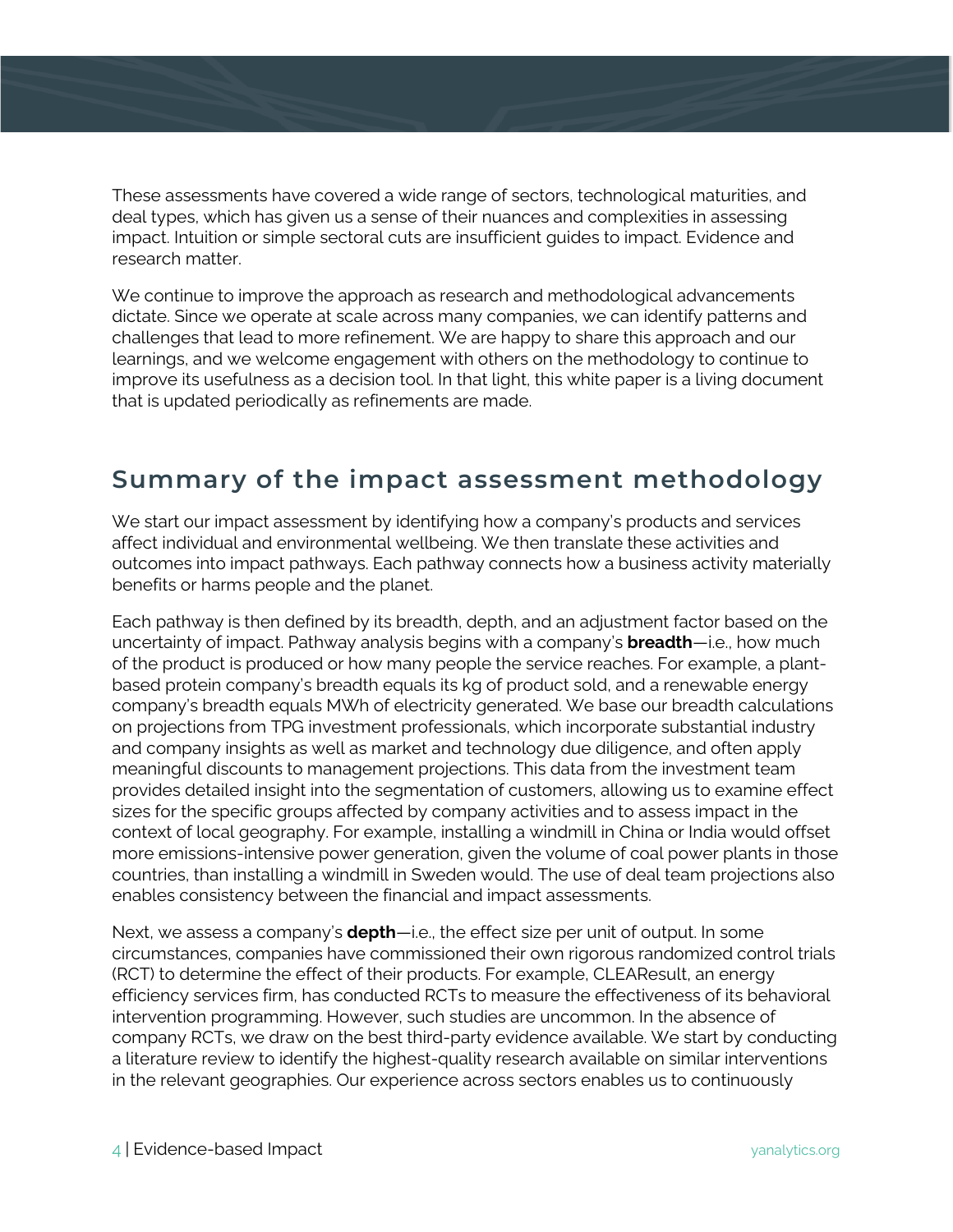These assessments have covered a wide range of sectors, technological maturities, and deal types, which has given us a sense of their nuances and complexities in assessing impact. Intuition or simple sectoral cuts are insufficient guides to impact. Evidence and research matter.

We continue to improve the approach as research and methodological advancements dictate. Since we operate at scale across many companies, we can identify patterns and challenges that lead to more refinement. We are happy to share this approach and our learnings, and we welcome engagement with others on the methodology to continue to improve its usefulness as a decision tool. In that light, this white paper is a living document that is updated periodically as refinements are made.

## Summary of the impact assessment methodology

We start our impact assessment by identifying how a company's products and services affect individual and environmental wellbeing. We then translate these activities and outcomes into impact pathways. Each pathway connects how a business activity materially benefits or harms people and the planet.

Each pathway is then defined by its breadth, depth, and an adjustment factor based on the uncertainty of impact. Pathway analysis begins with a company's **breadth**—i.e., how much of the product is produced or how many people the service reaches. For example, a plant-based protein company's breadth equals its kg of product sold, and a renewable energy company's breadth equals MWh of electricity generated. We base our breadth calculations on projections from TPG investment professionals, which incorporate substantial industry and company insights as well as market and technology due diligence, and often apply meaningful discounts to management projections. This data from the investment team provides detailed insight into the segmentation of customers, allowing us to examine effect sizes for the specific groups affected by company activities and to assess impact in the context of local geography. For example, installing a windmill in China or India would offset more emissions-intensive power generation, given the volume of coal power plants in those countries, than installing a windmill in Sweden would. The use of deal team projections also enables consistency between the financial and impact assessments.

Next, we assess a company's **depth**—i.e., the effect size per unit of output. In some circumstances, companies have commissioned their own rigorous randomized control trials (RCT) to determine the effect of their products. For example, CLEAResult, an energy efficiency services firm, has conducted RCTs to measure the effectiveness of its behavioral intervention programming. However, such studies are uncommon. In the absence of company RCTs, we draw on the best third-party evidence available. We start by conducting a literature review to identify the highest-quality research available on similar interventions in the relevant geographies. Our experience across sectors enables us to continuously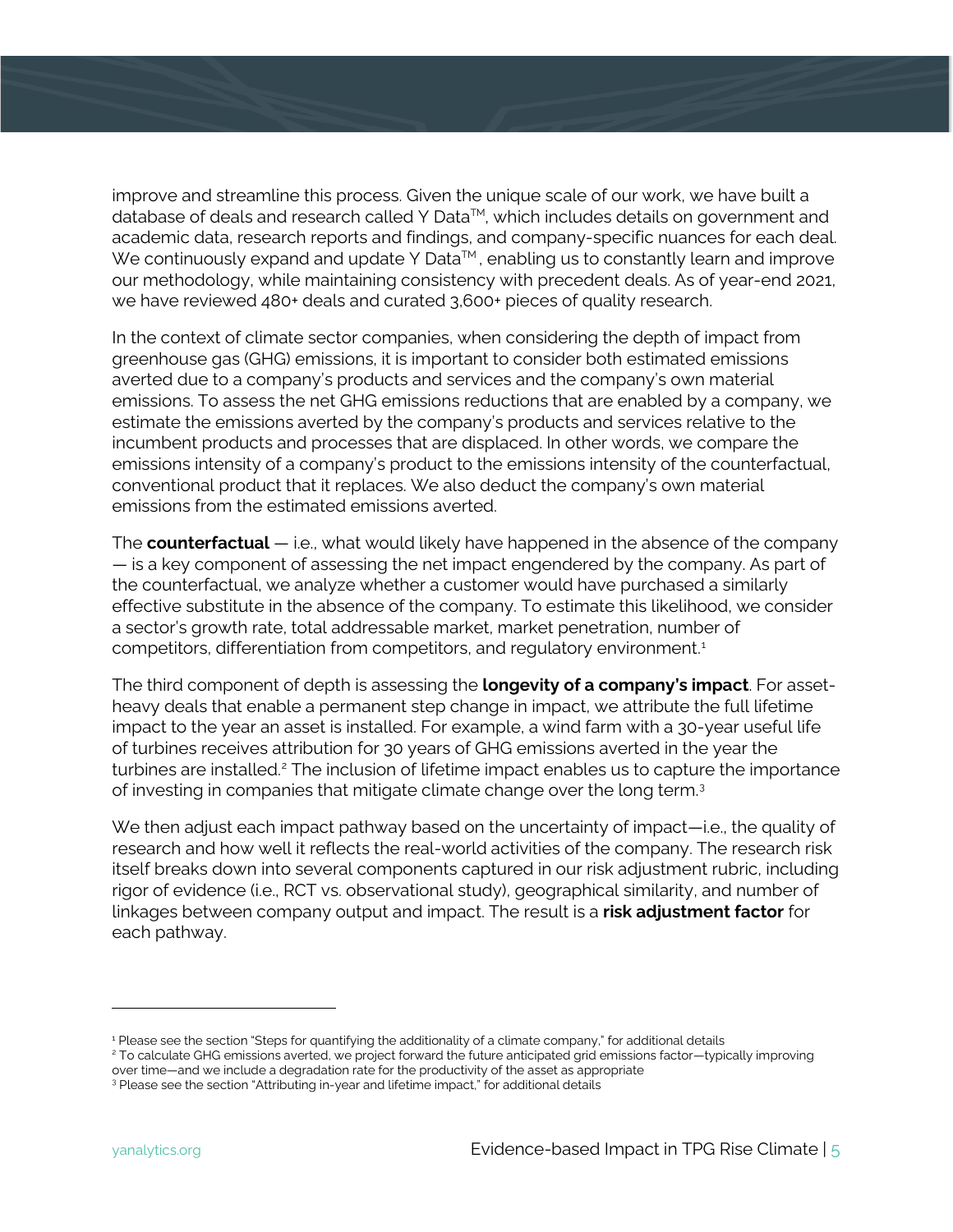improve and streamline this process. Given the unique scale of our work, we have built a database of deals and research called Y Data™, which includes details on government and academic data, research reports and findings, and company-specific nuances for each deal. We continuously expand and update Y Data™, enabling us to constantly learn and improve our methodology, while maintaining consistency with precedent deals. As of year-end 2021, we have reviewed 480+ deals and curated 3,600+ pieces of quality research.

In the context of climate sector companies, when considering the depth of impact from greenhouse gas (GHG) emissions, it is important to consider both estimated emissions averted due to a company's products and services and the company's own material emissions. To assess the net GHG emissions reductions that are enabled by a company, we estimate the emissions averted by the company's products and services relative to the incumbent products and processes that are displaced. In other words, we compare the emissions intensity of a company's product to the emissions intensity of the counterfactual, conventional product that it replaces. We also deduct the company's own material emissions from the estimated emissions averted.

The **counterfactual** — i.e., what would likely have happened in the absence of the company — is a key component of assessing the net impact engendered by the company. As part of the counterfactual, we analyze whether a customer would have purchased a similarly effective substitute in the absence of the company. To estimate this likelihood, we consider a sector's growth rate, total addressable market, market penetration, number of competitors, differentiation from competitors, and regulatory environment.[1]

The third component of depth is assessing the **longevity of a company's impact**. For asset-heavy deals that enable a permanent step change in impact, we attribute the full lifetime impact to the year an asset is installed. For example, a wind farm with a 30-year useful life of turbines receives attribution for 30 years of GHG emissions averted in the year the turbines are installed.[2] The inclusion of lifetime impact enables us to capture the importance of investing in companies that mitigate climate change over the long term.[3]

We then adjust each impact pathway based on the uncertainty of impact—i.e., the quality of research and how well it reflects the real-world activities of the company. The research risk itself breaks down into several components captured in our risk adjustment rubric, including rigor of evidence (i.e., RCT vs. observational study), geographical similarity, and number of linkages between company output and impact. The result is a **risk adjustment factor** for each pathway.

---

[1] Please see the section "Steps for quantifying the additionality of a climate company," for additional details

[2] To calculate GHG emissions averted, we project forward the future anticipated grid emissions factor—typically improving over time—and we include a degradation rate for the productivity of the asset as appropriate

[3] Please see the section "Attributing in-year and lifetime impact," for additional details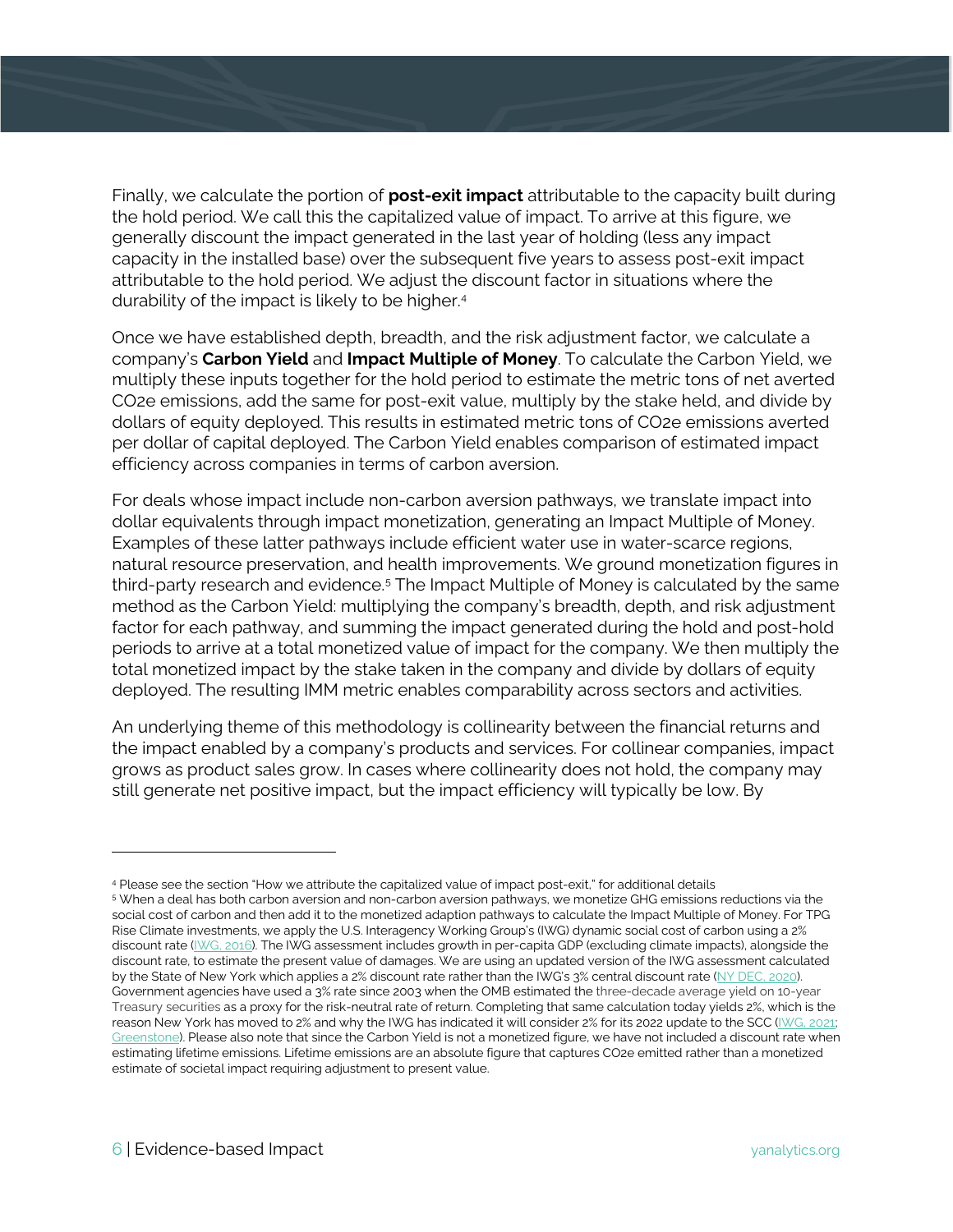Finally, we calculate the portion of **post-exit impact** attributable to the capacity built during the hold period. We call this the capitalized value of impact. To arrive at this figure, we generally discount the impact generated in the last year of holding (less any impact capacity in the installed base) over the subsequent five years to assess post-exit impact attributable to the hold period. We adjust the discount factor in situations where the durability of the impact is likely to be higher.[4]

Once we have established depth, breadth, and the risk adjustment factor, we calculate a company's **Carbon Yield** and **Impact Multiple of Money**. To calculate the Carbon Yield, we multiply these inputs together for the hold period to estimate the metric tons of net averted CO2e emissions, add the same for post-exit value, multiply by the stake held, and divide by dollars of equity deployed. This results in estimated metric tons of CO2e emissions averted per dollar of capital deployed. The Carbon Yield enables comparison of estimated impact efficiency across companies in terms of carbon aversion.

For deals whose impact include non-carbon aversion pathways, we translate impact into dollar equivalents through impact monetization, generating an Impact Multiple of Money. Examples of these latter pathways include efficient water use in water-scarce regions, natural resource preservation, and health improvements. We ground monetization figures in third-party research and evidence.[5] The Impact Multiple of Money is calculated by the same method as the Carbon Yield: multiplying the company's breadth, depth, and risk adjustment factor for each pathway, and summing the impact generated during the hold and post-hold periods to arrive at a total monetized value of impact for the company. We then multiply the total monetized impact by the stake taken in the company and divide by dollars of equity deployed. The resulting IMM metric enables comparability across sectors and activities.

An underlying theme of this methodology is collinearity between the financial returns and the impact enabled by a company's products and services. For collinear companies, impact grows as product sales grow. In cases where collinearity does not hold, the company may still generate net positive impact, but the impact efficiency will typically be low. By

---

[4] Please see the section "How we attribute the capitalized value of impact post-exit," for additional details

[5] When a deal has both carbon aversion and non-carbon aversion pathways, we monetize GHG emissions reductions via the social cost of carbon and then add it to the monetized adaption pathways to calculate the Impact Multiple of Money. For TPG Rise Climate investments, we apply the U.S. Interagency Working Group's (IWG) dynamic social cost of carbon using a 2% discount rate (IWG, 2016). The IWG assessment includes growth in per-capita GDP (excluding climate impacts), alongside the discount rate, to estimate the present value of damages. We are using an updated version of the IWG assessment calculated by the State of New York which applies a 2% discount rate rather than the IWG's 3% central discount rate (NY DEC, 2020). Government agencies have used a 3% rate since 2003 when the OMB estimated the three-decade average yield on 10-year Treasury securities as a proxy for the risk-neutral rate of return. Completing that same calculation today yields 2%, which is the reason New York has moved to 2% and why the IWG has indicated it will consider 2% for its 2022 update to the SCC (IWG, 2021; Greenstone). Please also note that since the Carbon Yield is not a monetized figure, we have not included a discount rate when estimating lifetime emissions. Lifetime emissions are an absolute figure that captures CO2e emitted rather than a monetized estimate of societal impact requiring adjustment to present value.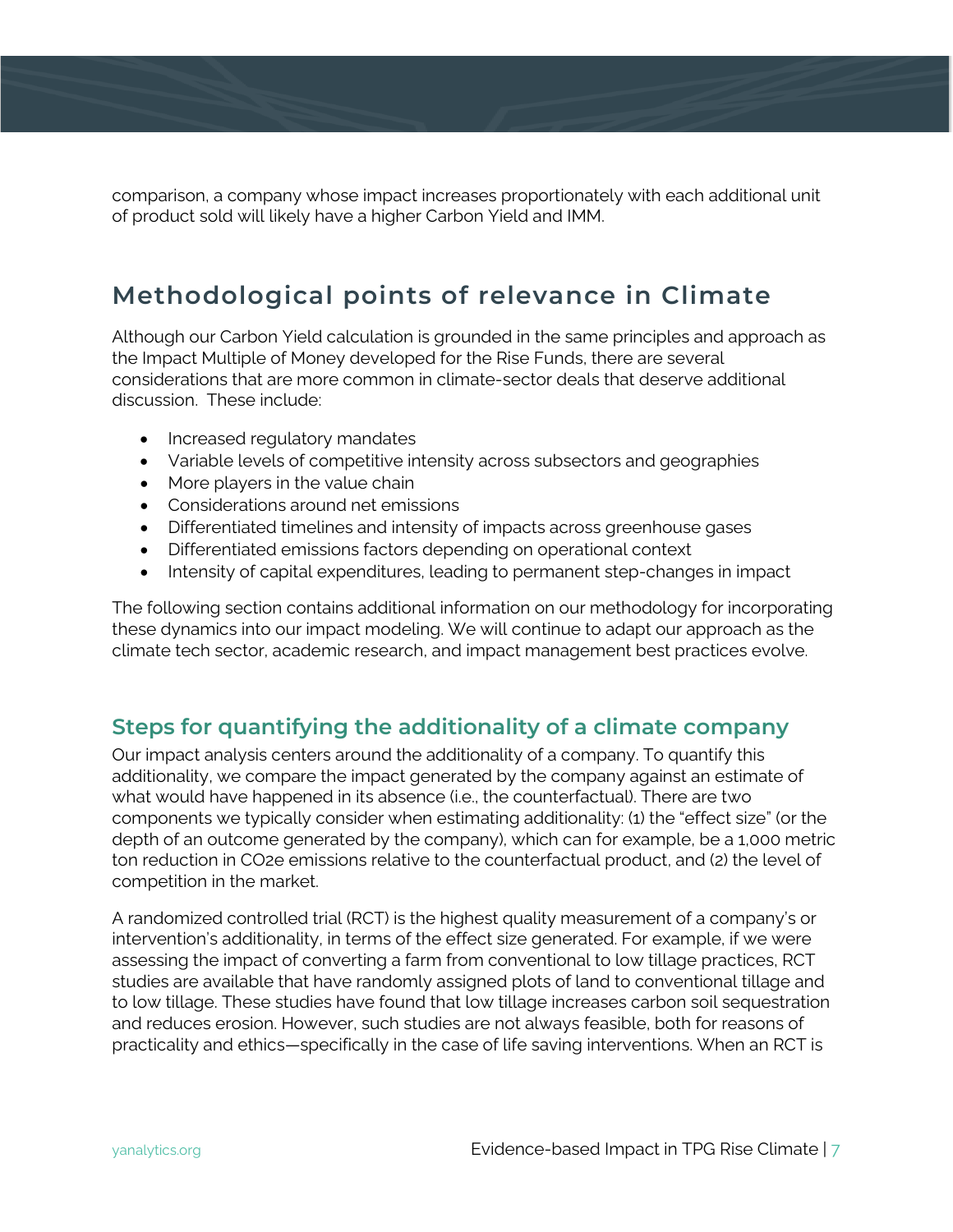comparison, a company whose impact increases proportionately with each additional unit of product sold will likely have a higher Carbon Yield and IMM.

## Methodological points of relevance in Climate

Although our Carbon Yield calculation is grounded in the same principles and approach as the Impact Multiple of Money developed for the Rise Funds, there are several considerations that are more common in climate-sector deals that deserve additional discussion. These include:

- Increased regulatory mandates
- Variable levels of competitive intensity across subsectors and geographies
- More players in the value chain
- Considerations around net emissions
- Differentiated timelines and intensity of impacts across greenhouse gases
- Differentiated emissions factors depending on operational context
- Intensity of capital expenditures, leading to permanent step-changes in impact

The following section contains additional information on our methodology for incorporating these dynamics into our impact modeling. We will continue to adapt our approach as the climate tech sector, academic research, and impact management best practices evolve.

### Steps for quantifying the additionality of a climate company

Our impact analysis centers around the additionality of a company. To quantify this additionality, we compare the impact generated by the company against an estimate of what would have happened in its absence (i.e., the counterfactual). There are two components we typically consider when estimating additionality: (1) the "effect size" (or the depth of an outcome generated by the company), which can for example, be a 1,000 metric ton reduction in $CO_2e$ emissions relative to the counterfactual product, and (2) the level of competition in the market.

A randomized controlled trial (RCT) is the highest quality measurement of a company's or intervention's additionality, in terms of the effect size generated. For example, if we were assessing the impact of converting a farm from conventional to low tillage practices, RCT studies are available that have randomly assigned plots of land to conventional tillage and to low tillage. These studies have found that low tillage increases carbon soil sequestration and reduces erosion. However, such studies are not always feasible, both for reasons of practicality and ethics—specifically in the case of life saving interventions. When an RCT is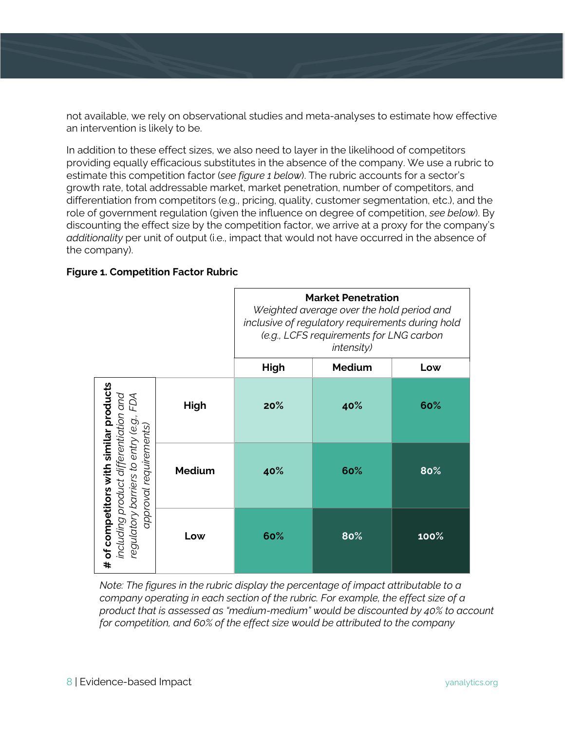not available, we rely on observational studies and meta-analyses to estimate how effective an intervention is likely to be.

In addition to these effect sizes, we also need to layer in the likelihood of competitors providing equally efficacious substitutes in the absence of the company. We use a rubric to estimate this competition factor (*see figure 1 below*). The rubric accounts for a sector's growth rate, total addressable market, market penetration, number of competitors, and differentiation from competitors (e.g., pricing, quality, customer segmentation, etc.), and the role of government regulation (given the influence on degree of competition, *see below*). By discounting the effect size by the competition factor, we arrive at a proxy for the company's *additionality* per unit of output (i.e., impact that would not have occurred in the absence of the company).

**Figure 1. Competition Factor Rubric**

| | | **Market Penetration** *Weighted average over the hold period and inclusive of regulatory requirements during hold (e.g., LCFS requirements for LNG carbon intensity)* | | |
|---|---|---|---|---|
| | | **High** | **Medium** | **Low** |
| **# of competitors with similar products** *including product differentiation and regulatory barriers to entry (e.g., FDA approval requirements)* | **High** | 20% | 40% | 60% |
| | **Medium** | 40% | 60% | 80% |
| | **Low** | 60% | 80% | 100% |

*Note: The figures in the rubric display the percentage of impact attributable to a company operating in each section of the rubric. For example, the effect size of a product that is assessed as "medium-medium" would be discounted by 40% to account for competition, and 60% of the effect size would be attributed to the company*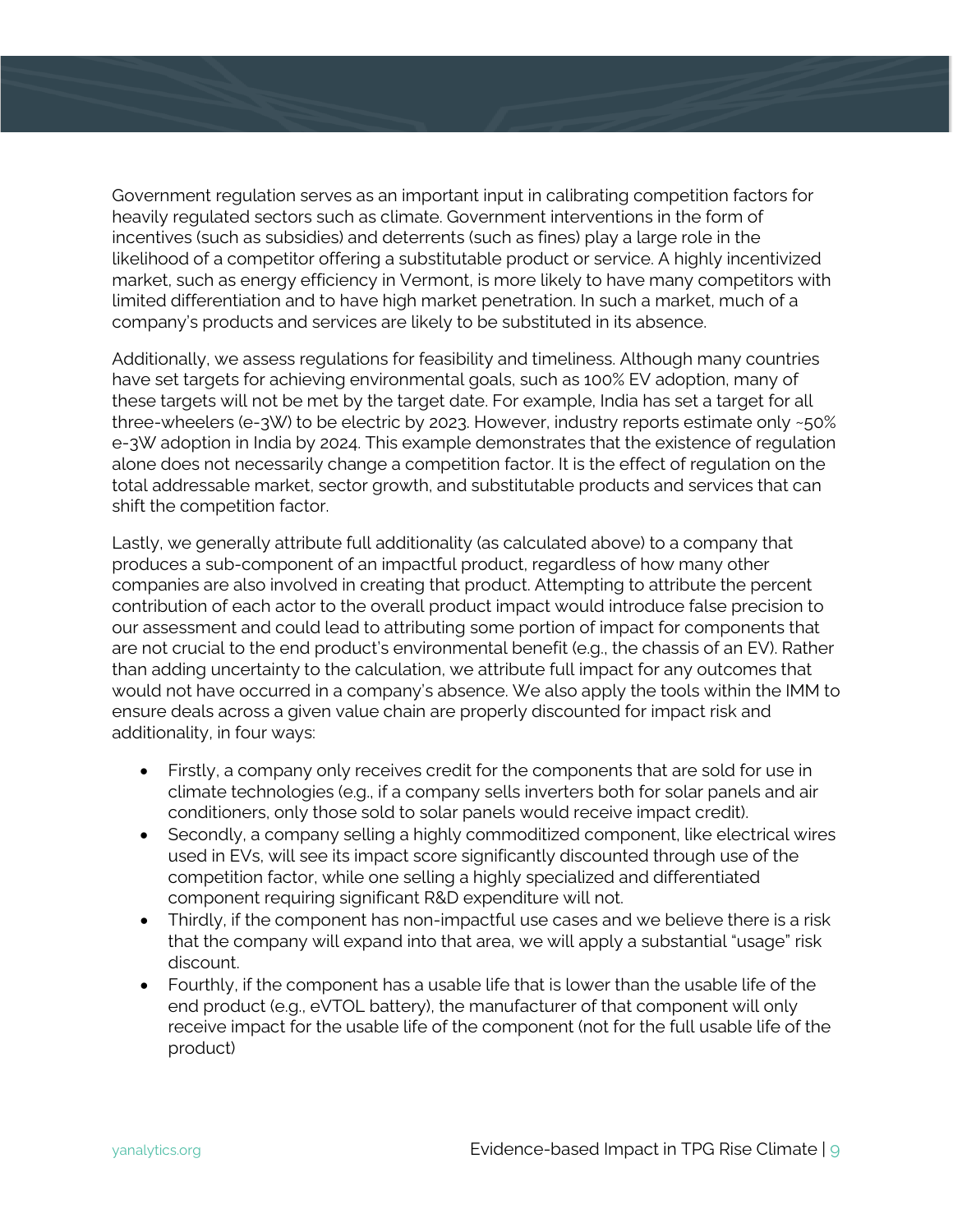Government regulation serves as an important input in calibrating competition factors for heavily regulated sectors such as climate. Government interventions in the form of incentives (such as subsidies) and deterrents (such as fines) play a large role in the likelihood of a competitor offering a substitutable product or service. A highly incentivized market, such as energy efficiency in Vermont, is more likely to have many competitors with limited differentiation and to have high market penetration. In such a market, much of a company's products and services are likely to be substituted in its absence.

Additionally, we assess regulations for feasibility and timeliness. Although many countries have set targets for achieving environmental goals, such as 100% EV adoption, many of these targets will not be met by the target date. For example, India has set a target for all three-wheelers (e-3W) to be electric by 2023. However, industry reports estimate only ~50% e-3W adoption in India by 2024. This example demonstrates that the existence of regulation alone does not necessarily change a competition factor. It is the effect of regulation on the total addressable market, sector growth, and substitutable products and services that can shift the competition factor.

Lastly, we generally attribute full additionality (as calculated above) to a company that produces a sub-component of an impactful product, regardless of how many other companies are also involved in creating that product. Attempting to attribute the percent contribution of each actor to the overall product impact would introduce false precision to our assessment and could lead to attributing some portion of impact for components that are not crucial to the end product's environmental benefit (e.g., the chassis of an EV). Rather than adding uncertainty to the calculation, we attribute full impact for any outcomes that would not have occurred in a company's absence. We also apply the tools within the IMM to ensure deals across a given value chain are properly discounted for impact risk and additionality, in four ways:

- Firstly, a company only receives credit for the components that are sold for use in climate technologies (e.g., if a company sells inverters both for solar panels and air conditioners, only those sold to solar panels would receive impact credit).
- Secondly, a company selling a highly commoditized component, like electrical wires used in EVs, will see its impact score significantly discounted through use of the competition factor, while one selling a highly specialized and differentiated component requiring significant R&D expenditure will not.
- Thirdly, if the component has non-impactful use cases and we believe there is a risk that the company will expand into that area, we will apply a substantial "usage" risk discount.
- Fourthly, if the component has a usable life that is lower than the usable life of the end product (e.g., eVTOL battery), the manufacturer of that component will only receive impact for the usable life of the component (not for the full usable life of the product)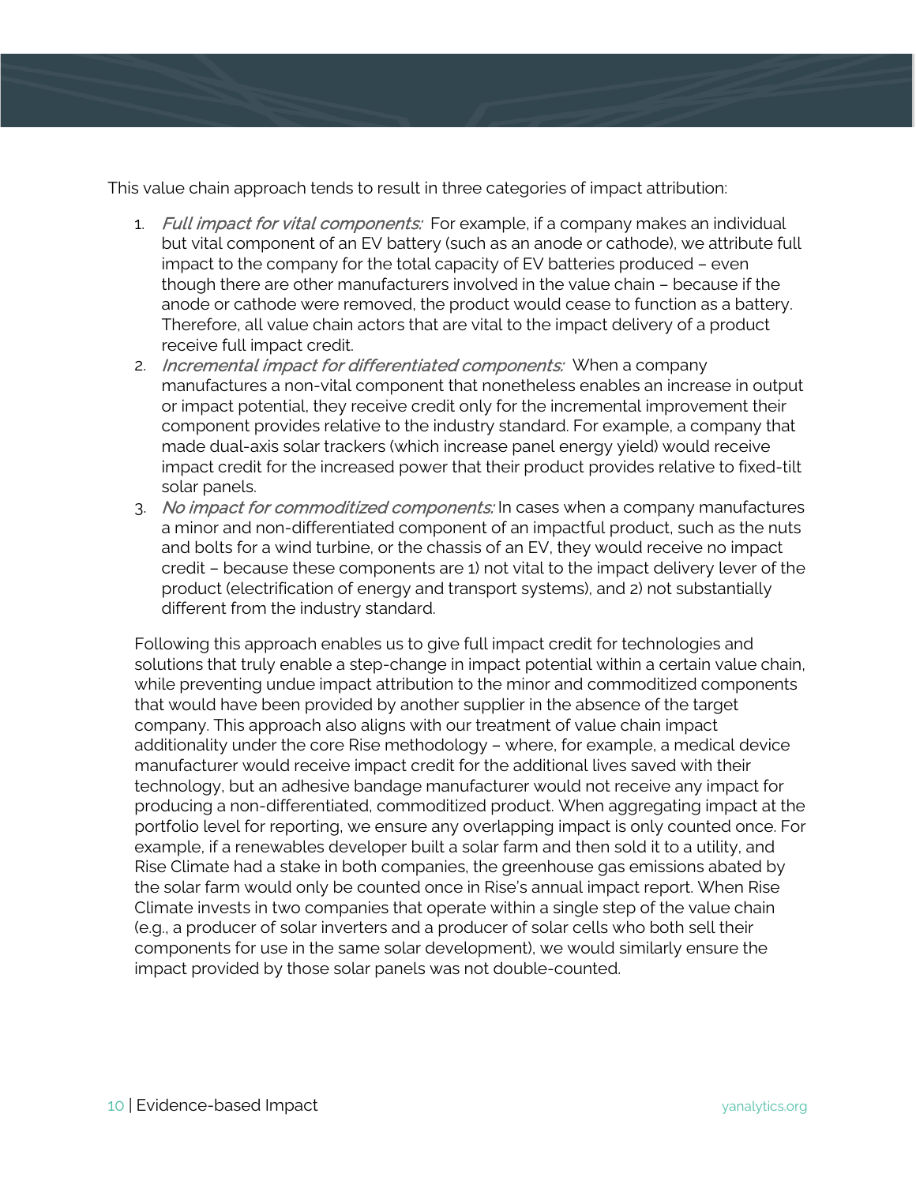This value chain approach tends to result in three categories of impact attribution:

1. *Full impact for vital components:* For example, if a company makes an individual but vital component of an EV battery (such as an anode or cathode), we attribute full impact to the company for the total capacity of EV batteries produced – even though there are other manufacturers involved in the value chain – because if the anode or cathode were removed, the product would cease to function as a battery. Therefore, all value chain actors that are vital to the impact delivery of a product receive full impact credit.
2. *Incremental impact for differentiated components:* When a company manufactures a non-vital component that nonetheless enables an increase in output or impact potential, they receive credit only for the incremental improvement their component provides relative to the industry standard. For example, a company that made dual-axis solar trackers (which increase panel energy yield) would receive impact credit for the increased power that their product provides relative to fixed-tilt solar panels.
3. *No impact for commoditized components:* In cases when a company manufactures a minor and non-differentiated component of an impactful product, such as the nuts and bolts for a wind turbine, or the chassis of an EV, they would receive no impact credit – because these components are 1) not vital to the impact delivery lever of the product (electrification of energy and transport systems), and 2) not substantially different from the industry standard.

Following this approach enables us to give full impact credit for technologies and solutions that truly enable a step-change in impact potential within a certain value chain, while preventing undue impact attribution to the minor and commoditized components that would have been provided by another supplier in the absence of the target company. This approach also aligns with our treatment of value chain impact additionality under the core Rise methodology – where, for example, a medical device manufacturer would receive impact credit for the additional lives saved with their technology, but an adhesive bandage manufacturer would not receive any impact for producing a non-differentiated, commoditized product. When aggregating impact at the portfolio level for reporting, we ensure any overlapping impact is only counted once. For example, if a renewables developer built a solar farm and then sold it to a utility, and Rise Climate had a stake in both companies, the greenhouse gas emissions abated by the solar farm would only be counted once in Rise's annual impact report. When Rise Climate invests in two companies that operate within a single step of the value chain (e.g., a producer of solar inverters and a producer of solar cells who both sell their components for use in the same solar development), we would similarly ensure the impact provided by those solar panels was not double-counted.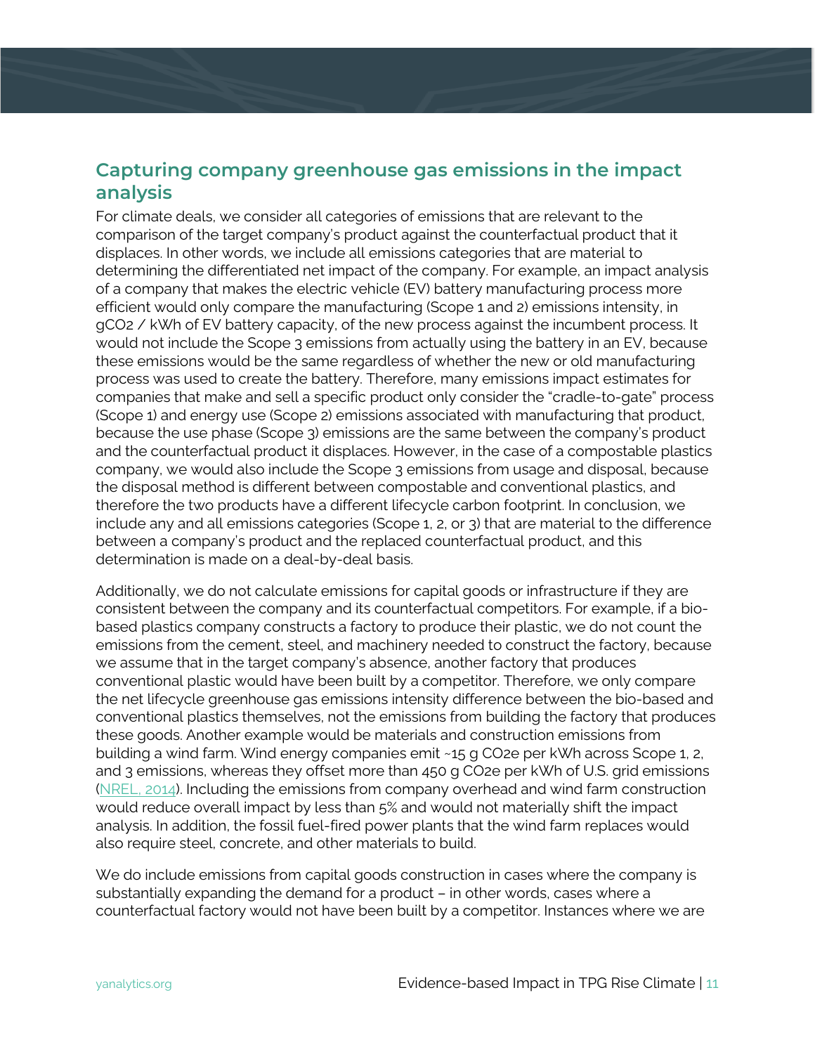## Capturing company greenhouse gas emissions in the impact analysis

For climate deals, we consider all categories of emissions that are relevant to the comparison of the target company's product against the counterfactual product that it displaces. In other words, we include all emissions categories that are material to determining the differentiated net impact of the company. For example, an impact analysis of a company that makes the electric vehicle (EV) battery manufacturing process more efficient would only compare the manufacturing (Scope 1 and 2) emissions intensity, in $gCO_2$ / kWh of EV battery capacity, of the new process against the incumbent process. It would not include the Scope 3 emissions from actually using the battery in an EV, because these emissions would be the same regardless of whether the new or old manufacturing process was used to create the battery. Therefore, many emissions impact estimates for companies that make and sell a specific product only consider the "cradle-to-gate" process (Scope 1) and energy use (Scope 2) emissions associated with manufacturing that product, because the use phase (Scope 3) emissions are the same between the company's product and the counterfactual product it displaces. However, in the case of a compostable plastics company, we would also include the Scope 3 emissions from usage and disposal, because the disposal method is different between compostable and conventional plastics, and therefore the two products have a different lifecycle carbon footprint. In conclusion, we include any and all emissions categories (Scope 1, 2, or 3) that are material to the difference between a company's product and the replaced counterfactual product, and this determination is made on a deal-by-deal basis.

Additionally, we do not calculate emissions for capital goods or infrastructure if they are consistent between the company and its counterfactual competitors. For example, if a bio-based plastics company constructs a factory to produce their plastic, we do not count the emissions from the cement, steel, and machinery needed to construct the factory, because we assume that in the target company's absence, another factory that produces conventional plastic would have been built by a competitor. Therefore, we only compare the net lifecycle greenhouse gas emissions intensity difference between the bio-based and conventional plastics themselves, not the emissions from building the factory that produces these goods. Another example would be materials and construction emissions from building a wind farm. Wind energy companies emit ~15 g $CO_2e$ per kWh across Scope 1, 2, and 3 emissions, whereas they offset more than 450 g $CO_2e$ per kWh of U.S. grid emissions (NREL, 2014). Including the emissions from company overhead and wind farm construction would reduce overall impact by less than 5% and would not materially shift the impact analysis. In addition, the fossil fuel-fired power plants that the wind farm replaces would also require steel, concrete, and other materials to build.

We do include emissions from capital goods construction in cases where the company is substantially expanding the demand for a product – in other words, cases where a counterfactual factory would not have been built by a competitor. Instances where we are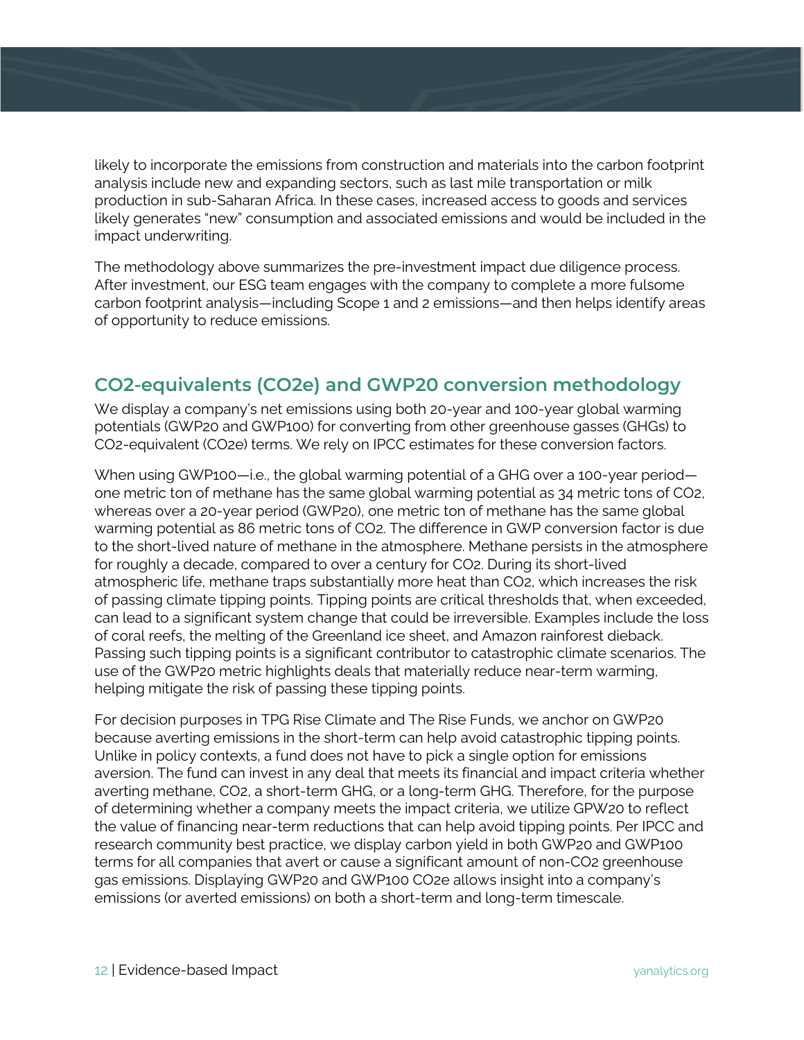likely to incorporate the emissions from construction and materials into the carbon footprint analysis include new and expanding sectors, such as last mile transportation or milk production in sub-Saharan Africa. In these cases, increased access to goods and services likely generates "new" consumption and associated emissions and would be included in the impact underwriting.

The methodology above summarizes the pre-investment impact due diligence process. After investment, our ESG team engages with the company to complete a more fulsome carbon footprint analysis—including Scope 1 and 2 emissions—and then helps identify areas of opportunity to reduce emissions.

## $CO_2$-equivalents ($CO_2e$) and GWP20 conversion methodology

We display a company's net emissions using both 20-year and 100-year global warming potentials (GWP20 and GWP100) for converting from other greenhouse gasses (GHGs) to $CO_2$-equivalent ($CO_2e$) terms. We rely on IPCC estimates for these conversion factors.

When using GWP100—i.e., the global warming potential of a GHG over a 100-year period—one metric ton of methane has the same global warming potential as 34 metric tons of $CO_2$, whereas over a 20-year period (GWP20), one metric ton of methane has the same global warming potential as 86 metric tons of $CO_2$. The difference in GWP conversion factor is due to the short-lived nature of methane in the atmosphere. Methane persists in the atmosphere for roughly a decade, compared to over a century for $CO_2$. During its short-lived atmospheric life, methane traps substantially more heat than $CO_2$, which increases the risk of passing climate tipping points. Tipping points are critical thresholds that, when exceeded, can lead to a significant system change that could be irreversible. Examples include the loss of coral reefs, the melting of the Greenland ice sheet, and Amazon rainforest dieback. Passing such tipping points is a significant contributor to catastrophic climate scenarios. The use of the GWP20 metric highlights deals that materially reduce near-term warming, helping mitigate the risk of passing these tipping points.

For decision purposes in TPG Rise Climate and The Rise Funds, we anchor on GWP20 because averting emissions in the short-term can help avoid catastrophic tipping points. Unlike in policy contexts, a fund does not have to pick a single option for emissions aversion. The fund can invest in any deal that meets its financial and impact criteria whether averting methane, $CO_2$, a short-term GHG, or a long-term GHG. Therefore, for the purpose of determining whether a company meets the impact criteria, we utilize GPW20 to reflect the value of financing near-term reductions that can help avoid tipping points. Per IPCC and research community best practice, we display carbon yield in both GWP20 and GWP100 terms for all companies that avert or cause a significant amount of non-$CO_2$ greenhouse gas emissions. Displaying GWP20 and GWP100 $CO_2e$ allows insight into a company's emissions (or averted emissions) on both a short-term and long-term timescale.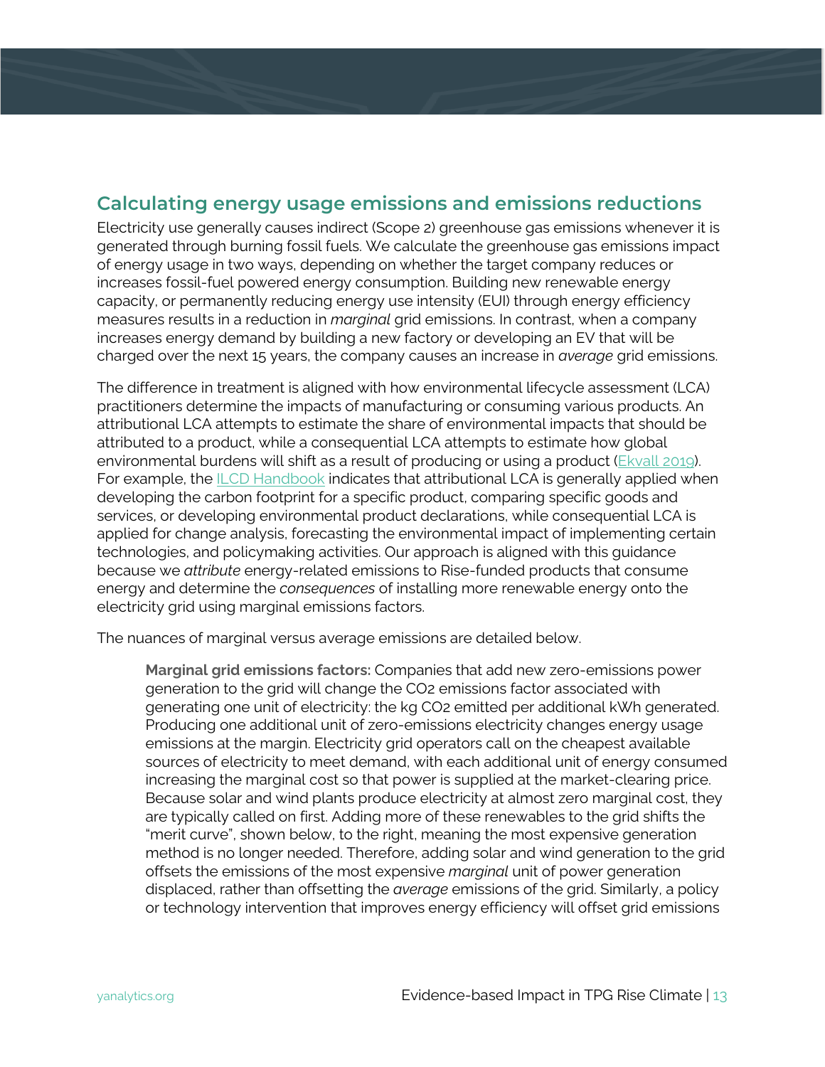## Calculating energy usage emissions and emissions reductions

Electricity use generally causes indirect (Scope 2) greenhouse gas emissions whenever it is generated through burning fossil fuels. We calculate the greenhouse gas emissions impact of energy usage in two ways, depending on whether the target company reduces or increases fossil-fuel powered energy consumption. Building new renewable energy capacity, or permanently reducing energy use intensity (EUI) through energy efficiency measures results in a reduction in *marginal* grid emissions. In contrast, when a company increases energy demand by building a new factory or developing an EV that will be charged over the next 15 years, the company causes an increase in *average* grid emissions.

The difference in treatment is aligned with how environmental lifecycle assessment (LCA) practitioners determine the impacts of manufacturing or consuming various products. An attributional LCA attempts to estimate the share of environmental impacts that should be attributed to a product, while a consequential LCA attempts to estimate how global environmental burdens will shift as a result of producing or using a product (Ekvall 2019). For example, the ILCD Handbook indicates that attributional LCA is generally applied when developing the carbon footprint for a specific product, comparing specific goods and services, or developing environmental product declarations, while consequential LCA is applied for change analysis, forecasting the environmental impact of implementing certain technologies, and policymaking activities. Our approach is aligned with this guidance because we *attribute* energy-related emissions to Rise-funded products that consume energy and determine the *consequences* of installing more renewable energy onto the electricity grid using marginal emissions factors.

The nuances of marginal versus average emissions are detailed below.

> **Marginal grid emissions factors:** Companies that add new zero-emissions power generation to the grid will change the $CO_2$ emissions factor associated with generating one unit of electricity: the kg $CO_2$ emitted per additional kWh generated. Producing one additional unit of zero-emissions electricity changes energy usage emissions at the margin. Electricity grid operators call on the cheapest available sources of electricity to meet demand, with each additional unit of energy consumed increasing the marginal cost so that power is supplied at the market-clearing price. Because solar and wind plants produce electricity at almost zero marginal cost, they are typically called on first. Adding more of these renewables to the grid shifts the "merit curve", shown below, to the right, meaning the most expensive generation method is no longer needed. Therefore, adding solar and wind generation to the grid offsets the emissions of the most expensive *marginal* unit of power generation displaced, rather than offsetting the *average* emissions of the grid. Similarly, a policy or technology intervention that improves energy efficiency will offset grid emissions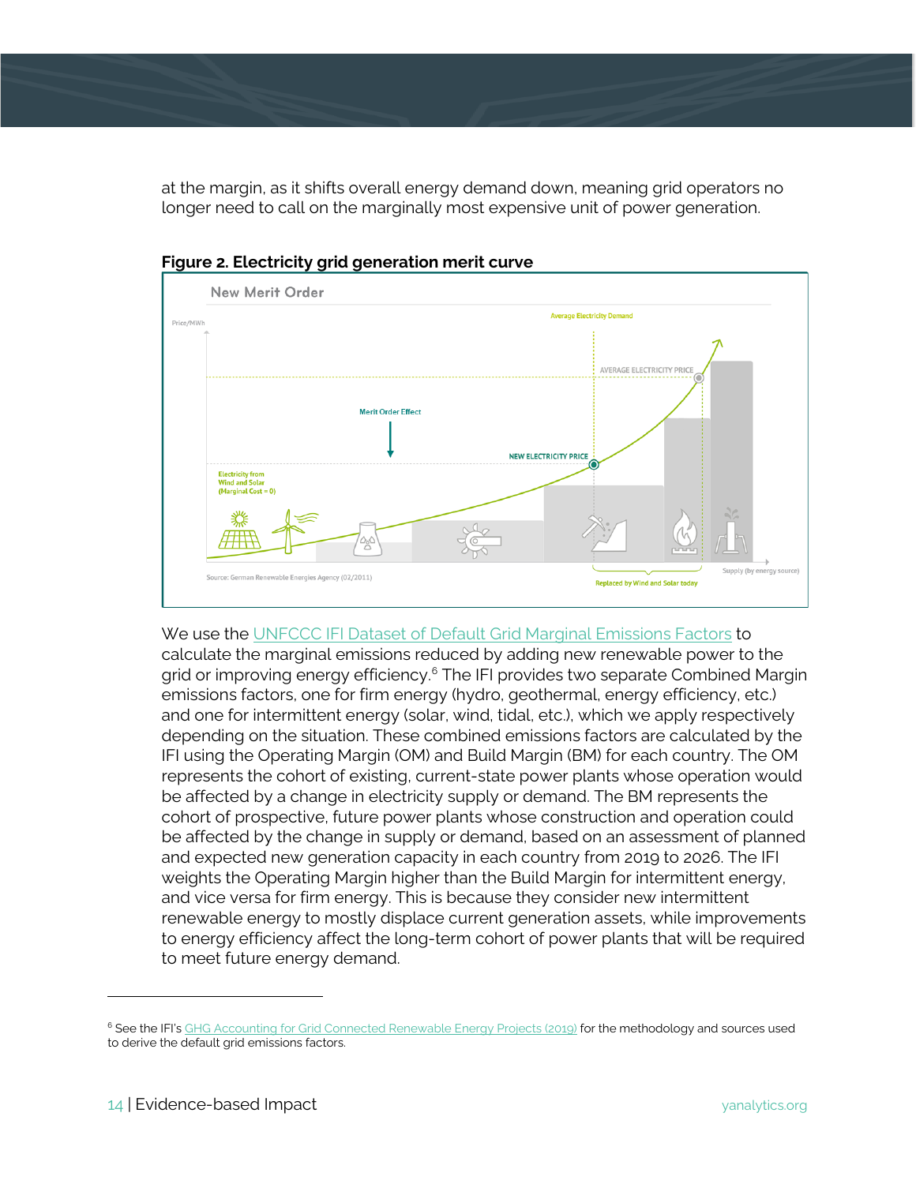at the margin, as it shifts overall energy demand down, meaning grid operators no longer need to call on the marginally most expensive unit of power generation.

**Figure 2. Electricity grid generation merit curve**

We use the UNFCCC IFI Dataset of Default Grid Marginal Emissions Factors to calculate the marginal emissions reduced by adding new renewable power to the grid or improving energy efficiency.[6] The IFI provides two separate Combined Margin emissions factors, one for firm energy (hydro, geothermal, energy efficiency, etc.) and one for intermittent energy (solar, wind, tidal, etc.), which we apply respectively depending on the situation. These combined emissions factors are calculated by the IFI using the Operating Margin (OM) and Build Margin (BM) for each country. The OM represents the cohort of existing, current-state power plants whose operation would be affected by a change in electricity supply or demand. The BM represents the cohort of prospective, future power plants whose construction and operation could be affected by the change in supply or demand, based on an assessment of planned and expected new generation capacity in each country from 2019 to 2026. The IFI weights the Operating Margin higher than the Build Margin for intermittent energy, and vice versa for firm energy. This is because they consider new intermittent renewable energy to mostly displace current generation assets, while improvements to energy efficiency affect the long-term cohort of power plants that will be required to meet future energy demand.

---

[6] See the IFI's GHG Accounting for Grid Connected Renewable Energy Projects (2019) for the methodology and sources used to derive the default grid emissions factors.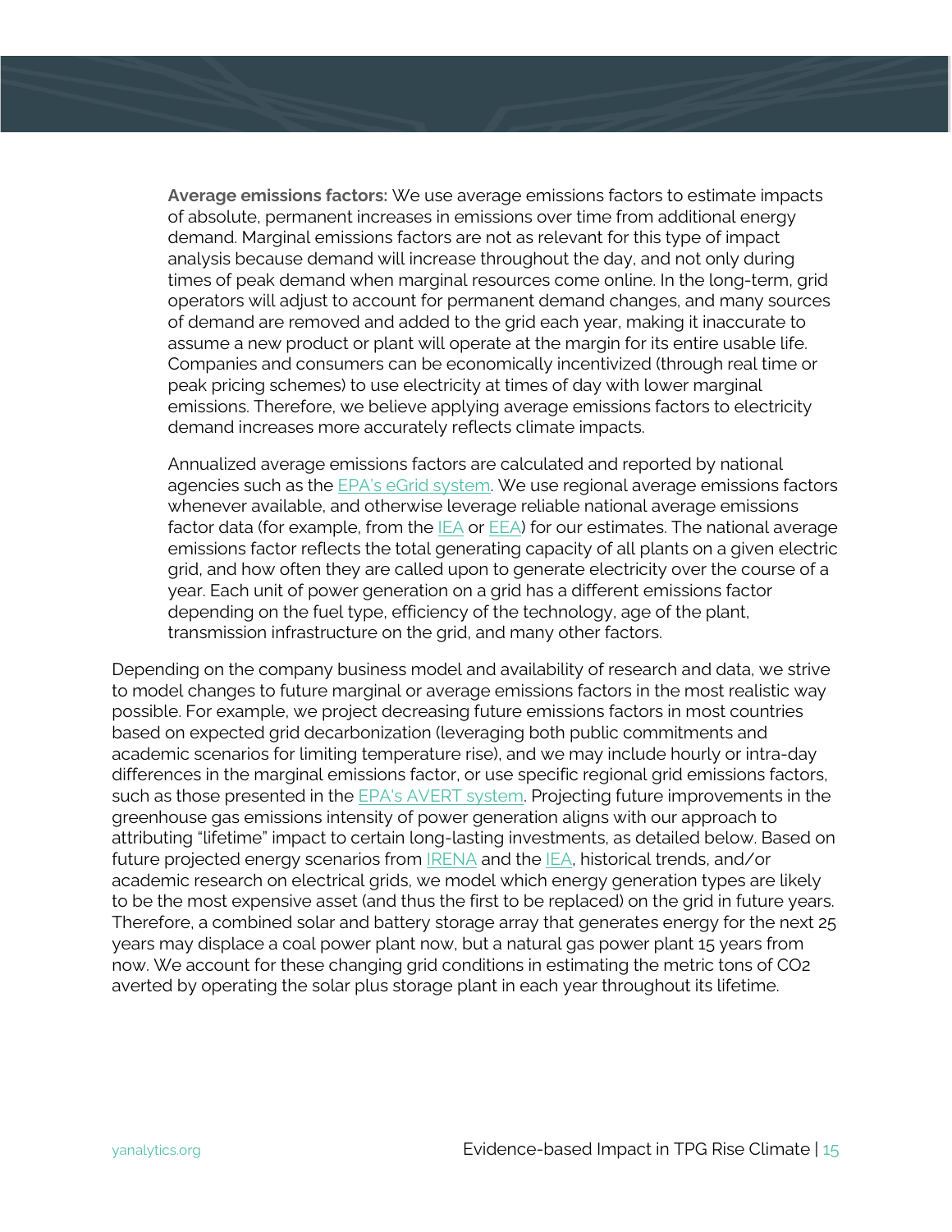**Average emissions factors:** We use average emissions factors to estimate impacts of absolute, permanent increases in emissions over time from additional energy demand. Marginal emissions factors are not as relevant for this type of impact analysis because demand will increase throughout the day, and not only during times of peak demand when marginal resources come online. In the long-term, grid operators will adjust to account for permanent demand changes, and many sources of demand are removed and added to the grid each year, making it inaccurate to assume a new product or plant will operate at the margin for its entire usable life. Companies and consumers can be economically incentivized (through real time or peak pricing schemes) to use electricity at times of day with lower marginal emissions. Therefore, we believe applying average emissions factors to electricity demand increases more accurately reflects climate impacts.

Annualized average emissions factors are calculated and reported by national agencies such as the EPA's eGrid system. We use regional average emissions factors whenever available, and otherwise leverage reliable national average emissions factor data (for example, from the IEA or EEA) for our estimates. The national average emissions factor reflects the total generating capacity of all plants on a given electric grid, and how often they are called upon to generate electricity over the course of a year. Each unit of power generation on a grid has a different emissions factor depending on the fuel type, efficiency of the technology, age of the plant, transmission infrastructure on the grid, and many other factors.

Depending on the company business model and availability of research and data, we strive to model changes to future marginal or average emissions factors in the most realistic way possible. For example, we project decreasing future emissions factors in most countries based on expected grid decarbonization (leveraging both public commitments and academic scenarios for limiting temperature rise), and we may include hourly or intra-day differences in the marginal emissions factor, or use specific regional grid emissions factors, such as those presented in the EPA's AVERT system. Projecting future improvements in the greenhouse gas emissions intensity of power generation aligns with our approach to attributing "lifetime" impact to certain long-lasting investments, as detailed below. Based on future projected energy scenarios from IRENA and the IEA, historical trends, and/or academic research on electrical grids, we model which energy generation types are likely to be the most expensive asset (and thus the first to be replaced) on the grid in future years. Therefore, a combined solar and battery storage array that generates energy for the next 25 years may displace a coal power plant now, but a natural gas power plant 15 years from now. We account for these changing grid conditions in estimating the metric tons of $CO_2$ averted by operating the solar plus storage plant in each year throughout its lifetime.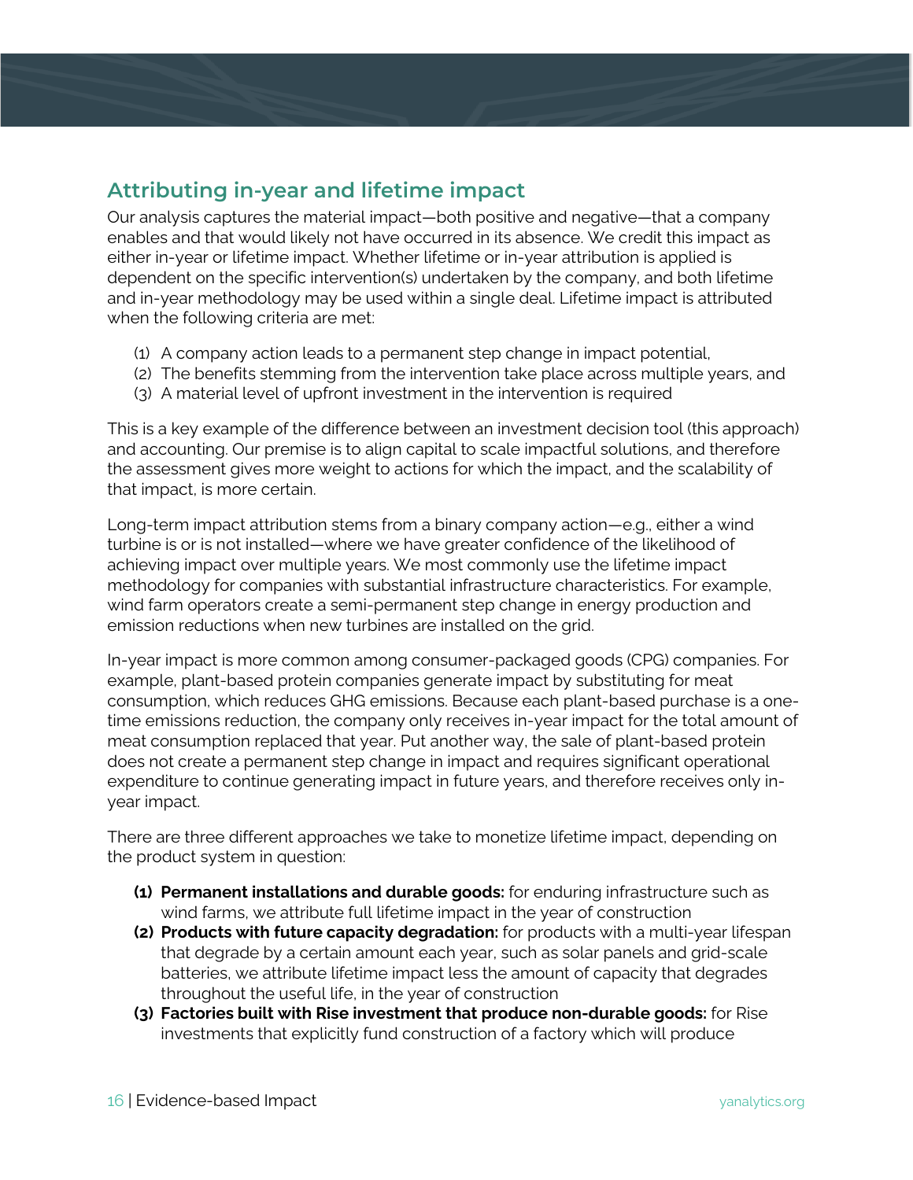## Attributing in-year and lifetime impact

Our analysis captures the material impact—both positive and negative—that a company enables and that would likely not have occurred in its absence. We credit this impact as either in-year or lifetime impact. Whether lifetime or in-year attribution is applied is dependent on the specific intervention(s) undertaken by the company, and both lifetime and in-year methodology may be used within a single deal. Lifetime impact is attributed when the following criteria are met:

(1) A company action leads to a permanent step change in impact potential,
(2) The benefits stemming from the intervention take place across multiple years, and
(3) A material level of upfront investment in the intervention is required

This is a key example of the difference between an investment decision tool (this approach) and accounting. Our premise is to align capital to scale impactful solutions, and therefore the assessment gives more weight to actions for which the impact, and the scalability of that impact, is more certain.

Long-term impact attribution stems from a binary company action—e.g., either a wind turbine is or is not installed—where we have greater confidence of the likelihood of achieving impact over multiple years. We most commonly use the lifetime impact methodology for companies with substantial infrastructure characteristics. For example, wind farm operators create a semi-permanent step change in energy production and emission reductions when new turbines are installed on the grid.

In-year impact is more common among consumer-packaged goods (CPG) companies. For example, plant-based protein companies generate impact by substituting for meat consumption, which reduces GHG emissions. Because each plant-based purchase is a one-time emissions reduction, the company only receives in-year impact for the total amount of meat consumption replaced that year. Put another way, the sale of plant-based protein does not create a permanent step change in impact and requires significant operational expenditure to continue generating impact in future years, and therefore receives only in-year impact.

There are three different approaches we take to monetize lifetime impact, depending on the product system in question:

**(1) Permanent installations and durable goods:** for enduring infrastructure such as wind farms, we attribute full lifetime impact in the year of construction

**(2) Products with future capacity degradation:** for products with a multi-year lifespan that degrade by a certain amount each year, such as solar panels and grid-scale batteries, we attribute lifetime impact less the amount of capacity that degrades throughout the useful life, in the year of construction

**(3) Factories built with Rise investment that produce non-durable goods:** for Rise investments that explicitly fund construction of a factory which will produce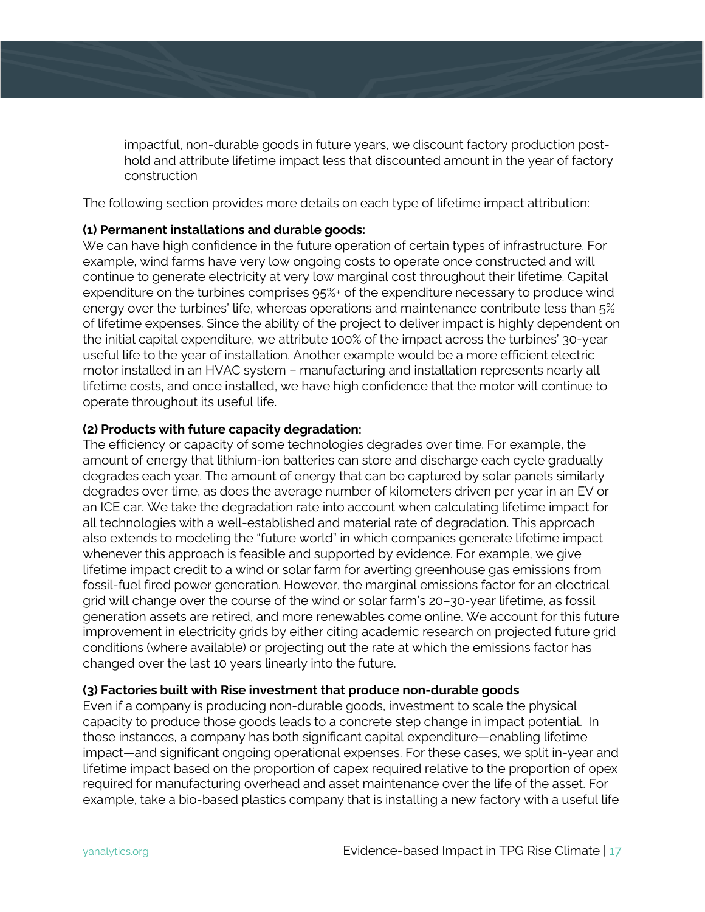impactful, non-durable goods in future years, we discount factory production post-hold and attribute lifetime impact less that discounted amount in the year of factory construction

The following section provides more details on each type of lifetime impact attribution:

**(1) Permanent installations and durable goods:**
We can have high confidence in the future operation of certain types of infrastructure. For example, wind farms have very low ongoing costs to operate once constructed and will continue to generate electricity at very low marginal cost throughout their lifetime. Capital expenditure on the turbines comprises 95%+ of the expenditure necessary to produce wind energy over the turbines' life, whereas operations and maintenance contribute less than 5% of lifetime expenses. Since the ability of the project to deliver impact is highly dependent on the initial capital expenditure, we attribute 100% of the impact across the turbines' 30-year useful life to the year of installation. Another example would be a more efficient electric motor installed in an HVAC system – manufacturing and installation represents nearly all lifetime costs, and once installed, we have high confidence that the motor will continue to operate throughout its useful life.

**(2) Products with future capacity degradation:**
The efficiency or capacity of some technologies degrades over time. For example, the amount of energy that lithium-ion batteries can store and discharge each cycle gradually degrades each year. The amount of energy that can be captured by solar panels similarly degrades over time, as does the average number of kilometers driven per year in an EV or an ICE car. We take the degradation rate into account when calculating lifetime impact for all technologies with a well-established and material rate of degradation. This approach also extends to modeling the "future world" in which companies generate lifetime impact whenever this approach is feasible and supported by evidence. For example, we give lifetime impact credit to a wind or solar farm for averting greenhouse gas emissions from fossil-fuel fired power generation. However, the marginal emissions factor for an electrical grid will change over the course of the wind or solar farm's 20–30-year lifetime, as fossil generation assets are retired, and more renewables come online. We account for this future improvement in electricity grids by either citing academic research on projected future grid conditions (where available) or projecting out the rate at which the emissions factor has changed over the last 10 years linearly into the future.

**(3) Factories built with Rise investment that produce non-durable goods**
Even if a company is producing non-durable goods, investment to scale the physical capacity to produce those goods leads to a concrete step change in impact potential. In these instances, a company has both significant capital expenditure—enabling lifetime impact—and significant ongoing operational expenses. For these cases, we split in-year and lifetime impact based on the proportion of capex required relative to the proportion of opex required for manufacturing overhead and asset maintenance over the life of the asset. For example, take a bio-based plastics company that is installing a new factory with a useful life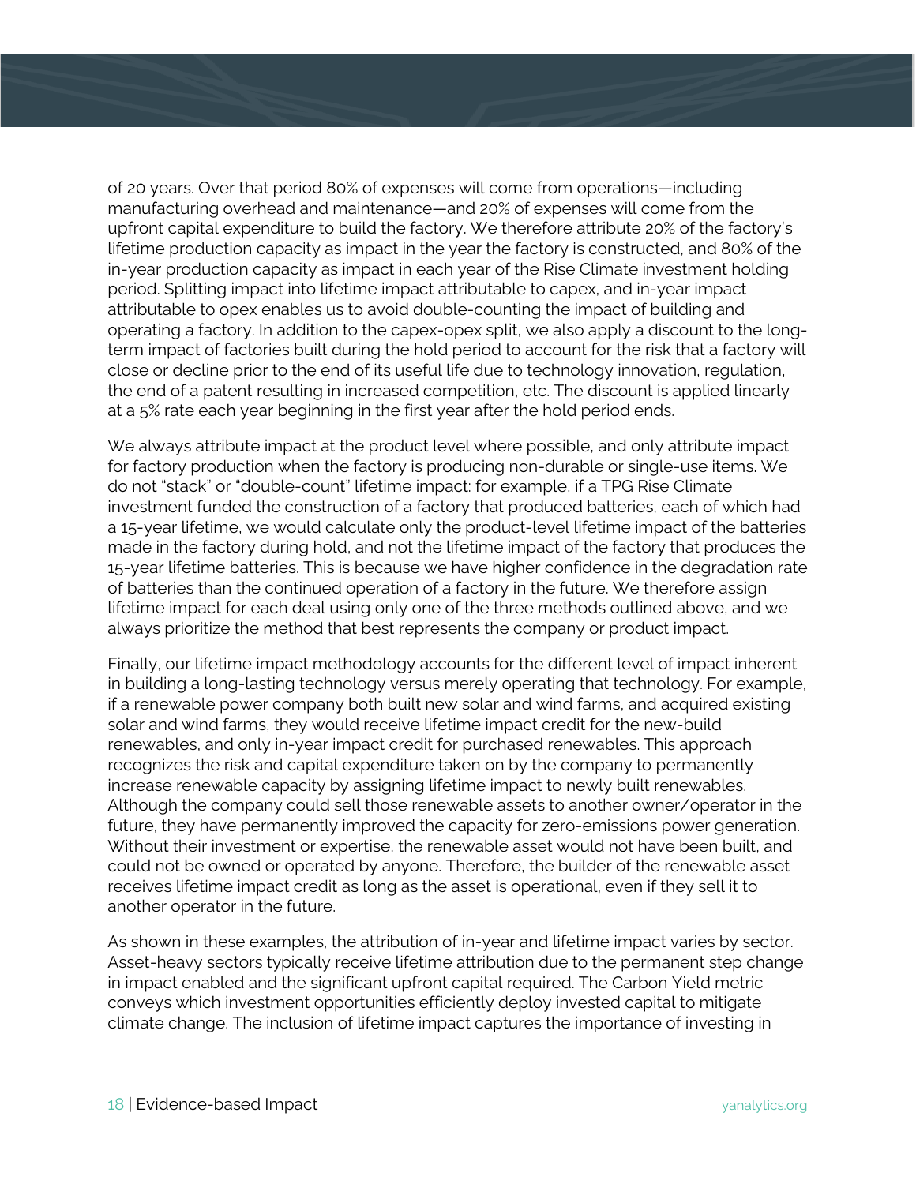of 20 years. Over that period 80% of expenses will come from operations—including manufacturing overhead and maintenance—and 20% of expenses will come from the upfront capital expenditure to build the factory. We therefore attribute 20% of the factory's lifetime production capacity as impact in the year the factory is constructed, and 80% of the in-year production capacity as impact in each year of the Rise Climate investment holding period. Splitting impact into lifetime impact attributable to capex, and in-year impact attributable to opex enables us to avoid double-counting the impact of building and operating a factory. In addition to the capex-opex split, we also apply a discount to the long-term impact of factories built during the hold period to account for the risk that a factory will close or decline prior to the end of its useful life due to technology innovation, regulation, the end of a patent resulting in increased competition, etc. The discount is applied linearly at a 5% rate each year beginning in the first year after the hold period ends.

We always attribute impact at the product level where possible, and only attribute impact for factory production when the factory is producing non-durable or single-use items. We do not "stack" or "double-count" lifetime impact: for example, if a TPG Rise Climate investment funded the construction of a factory that produced batteries, each of which had a 15-year lifetime, we would calculate only the product-level lifetime impact of the batteries made in the factory during hold, and not the lifetime impact of the factory that produces the 15-year lifetime batteries. This is because we have higher confidence in the degradation rate of batteries than the continued operation of a factory in the future. We therefore assign lifetime impact for each deal using only one of the three methods outlined above, and we always prioritize the method that best represents the company or product impact.

Finally, our lifetime impact methodology accounts for the different level of impact inherent in building a long-lasting technology versus merely operating that technology. For example, if a renewable power company both built new solar and wind farms, and acquired existing solar and wind farms, they would receive lifetime impact credit for the new-build renewables, and only in-year impact credit for purchased renewables. This approach recognizes the risk and capital expenditure taken on by the company to permanently increase renewable capacity by assigning lifetime impact to newly built renewables. Although the company could sell those renewable assets to another owner/operator in the future, they have permanently improved the capacity for zero-emissions power generation. Without their investment or expertise, the renewable asset would not have been built, and could not be owned or operated by anyone. Therefore, the builder of the renewable asset receives lifetime impact credit as long as the asset is operational, even if they sell it to another operator in the future.

As shown in these examples, the attribution of in-year and lifetime impact varies by sector. Asset-heavy sectors typically receive lifetime attribution due to the permanent step change in impact enabled and the significant upfront capital required. The Carbon Yield metric conveys which investment opportunities efficiently deploy invested capital to mitigate climate change. The inclusion of lifetime impact captures the importance of investing in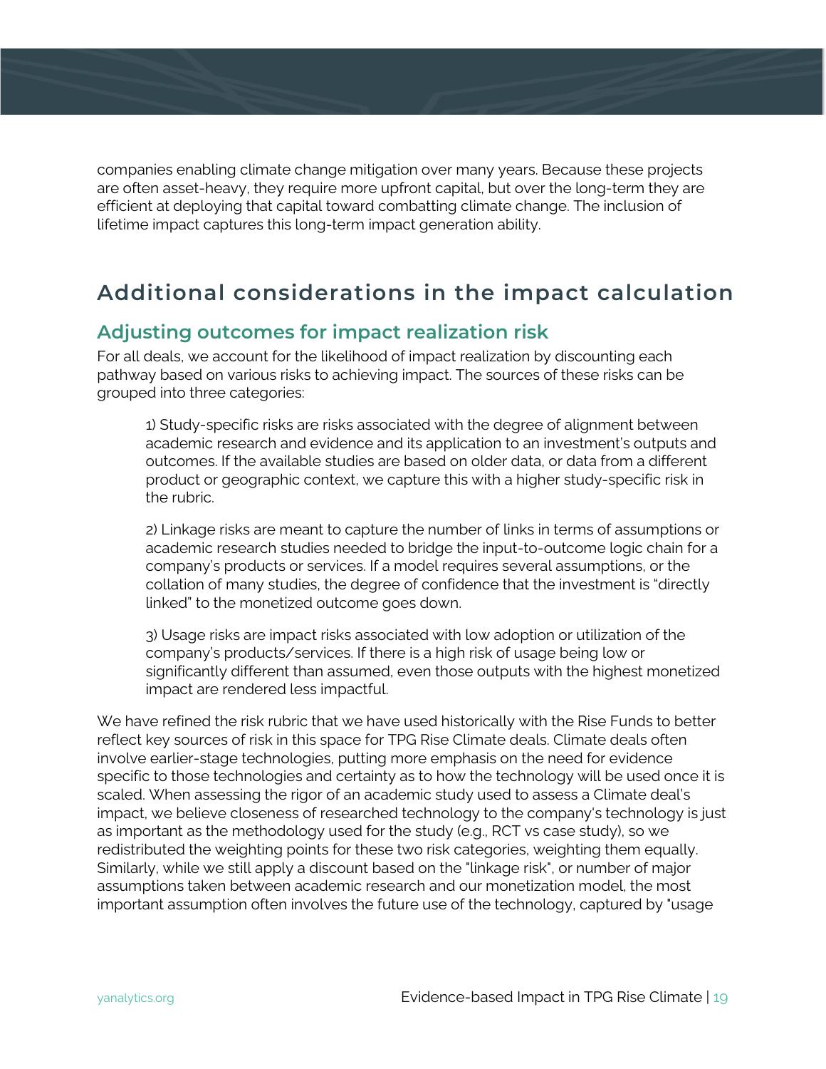companies enabling climate change mitigation over many years. Because these projects are often asset-heavy, they require more upfront capital, but over the long-term they are efficient at deploying that capital toward combatting climate change. The inclusion of lifetime impact captures this long-term impact generation ability.

## Additional considerations in the impact calculation

### Adjusting outcomes for impact realization risk

For all deals, we account for the likelihood of impact realization by discounting each pathway based on various risks to achieving impact. The sources of these risks can be grouped into three categories:

> 1) Study-specific risks are risks associated with the degree of alignment between academic research and evidence and its application to an investment's outputs and outcomes. If the available studies are based on older data, or data from a different product or geographic context, we capture this with a higher study-specific risk in the rubric.
>
> 2) Linkage risks are meant to capture the number of links in terms of assumptions or academic research studies needed to bridge the input-to-outcome logic chain for a company's products or services. If a model requires several assumptions, or the collation of many studies, the degree of confidence that the investment is "directly linked" to the monetized outcome goes down.
>
> 3) Usage risks are impact risks associated with low adoption or utilization of the company's products/services. If there is a high risk of usage being low or significantly different than assumed, even those outputs with the highest monetized impact are rendered less impactful.

We have refined the risk rubric that we have used historically with the Rise Funds to better reflect key sources of risk in this space for TPG Rise Climate deals. Climate deals often involve earlier-stage technologies, putting more emphasis on the need for evidence specific to those technologies and certainty as to how the technology will be used once it is scaled. When assessing the rigor of an academic study used to assess a Climate deal's impact, we believe closeness of researched technology to the company's technology is just as important as the methodology used for the study (e.g., RCT vs case study), so we redistributed the weighting points for these two risk categories, weighting them equally. Similarly, while we still apply a discount based on the "linkage risk", or number of major assumptions taken between academic research and our monetization model, the most important assumption often involves the future use of the technology, captured by "usage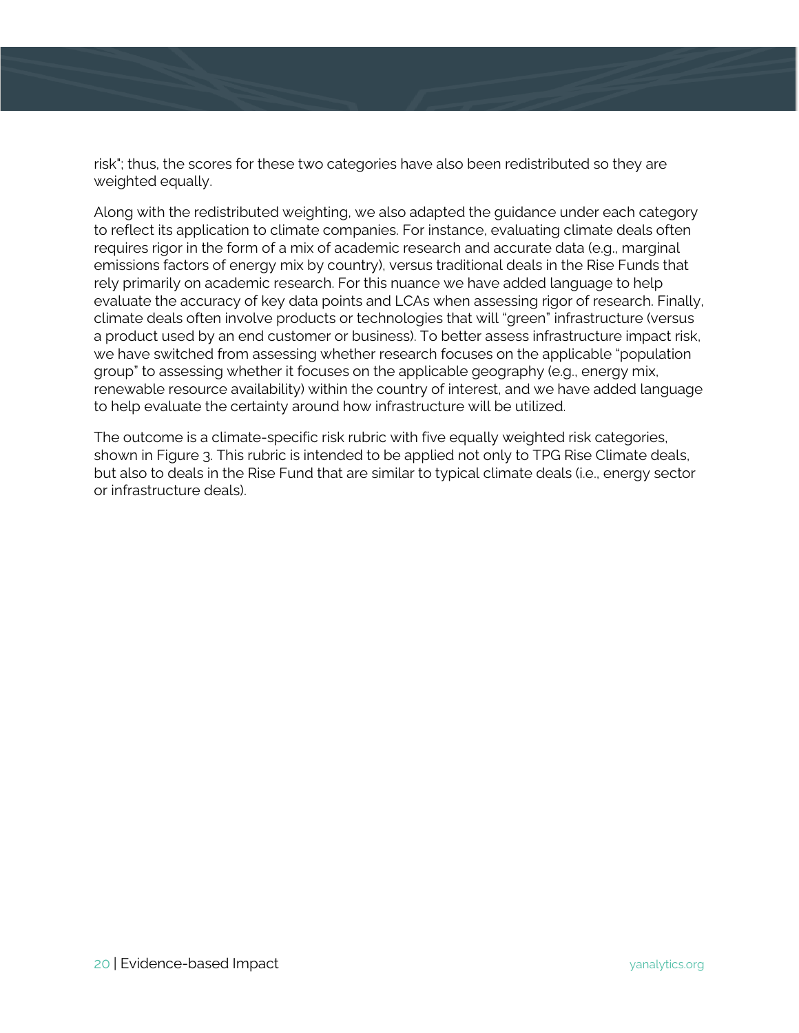risk"; thus, the scores for these two categories have also been redistributed so they are weighted equally.

Along with the redistributed weighting, we also adapted the guidance under each category to reflect its application to climate companies. For instance, evaluating climate deals often requires rigor in the form of a mix of academic research and accurate data (e.g., marginal emissions factors of energy mix by country), versus traditional deals in the Rise Funds that rely primarily on academic research. For this nuance we have added language to help evaluate the accuracy of key data points and LCAs when assessing rigor of research. Finally, climate deals often involve products or technologies that will "green" infrastructure (versus a product used by an end customer or business). To better assess infrastructure impact risk, we have switched from assessing whether research focuses on the applicable "population group" to assessing whether it focuses on the applicable geography (e.g., energy mix, renewable resource availability) within the country of interest, and we have added language to help evaluate the certainty around how infrastructure will be utilized.

The outcome is a climate-specific risk rubric with five equally weighted risk categories, shown in Figure 3. This rubric is intended to be applied not only to TPG Rise Climate deals, but also to deals in the Rise Fund that are similar to typical climate deals (i.e., energy sector or infrastructure deals).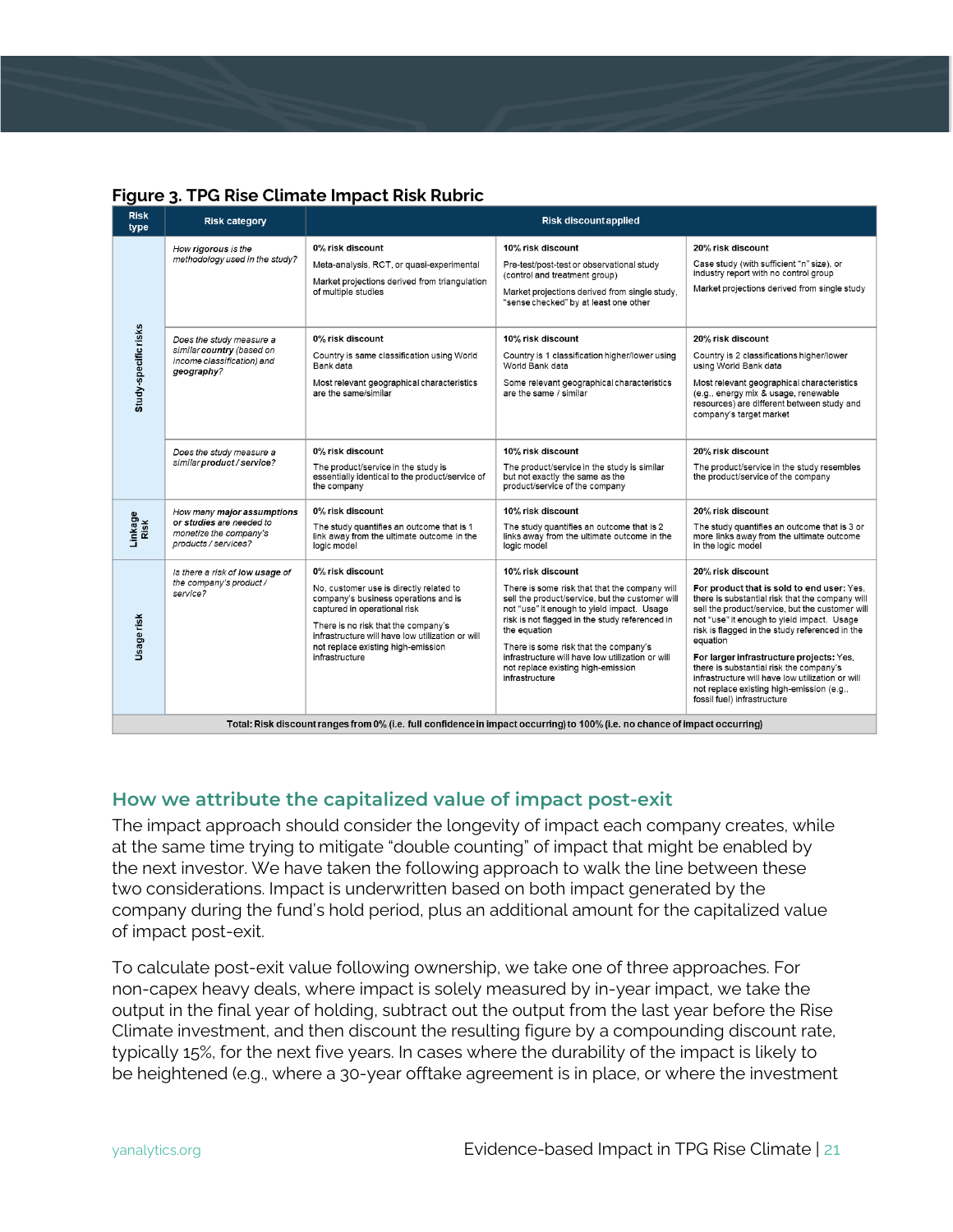**Figure 3. TPG Rise Climate Impact Risk Rubric**

| Risk type | Risk category | Risk discount applied | | |
|---|---|---|---|---|
| Study-specific risks | *How **rigorous** is the methodology used in the study?* | **0% risk discount**<br>Meta-analysis, RCT, or quasi-experimental<br>Market projections derived from triangulation of multiple studies | **10% risk discount**<br>Pre-test/post-test or observational study (control and treatment group)<br>Market projections derived from single study, "sense checked" by at least one other | **20% risk discount**<br>Case study (with sufficient "n" size), or industry report with no control group<br>Market projections derived from single study |
| Study-specific risks | *Does the study measure a similar **country** (based on income classification) and **geography**?* | **0% risk discount**<br>Country is same classification using World Bank data<br>Most relevant geographical characteristics are the same/similar | **10% risk discount**<br>Country is 1 classification higher/lower using World Bank data<br>Some relevant geographical characteristics are the same / similar | **20% risk discount**<br>Country is 2 classifications higher/lower using World Bank data<br>Most relevant geographical characteristics (e.g., energy mix & usage, renewable resources) are different between study and company's target market |
| Study-specific risks | *Does the study measure a similar **product / service**?* | **0% risk discount**<br>The product/service in the study is essentially identical to the product/service of the company | **10% risk discount**<br>The product/service in the study is similar but not exactly the same as the product/service of the company | **20% risk discount**<br>The product/service in the study resembles the product/service of the company |
| Linkage Risk | *How many **major assumptions** or studies are needed to monetize the company's products / services?* | **0% risk discount**<br>The study quantifies an outcome that is 1 link away from the ultimate outcome in the logic model | **10% risk discount**<br>The study quantifies an outcome that is 2 links away from the ultimate outcome in the logic model | **20% risk discount**<br>The study quantifies an outcome that is 3 or more links away from the ultimate outcome in the logic model |
| Usage risk | *Is there a risk of **low usage** of the company's product / service?* | **0% risk discount**<br>No, customer use is directly related to company's business operations and is captured in operational risk<br>There is no risk that the company's infrastructure will have low utilization or will not replace existing high-emission infrastructure | **10% risk discount**<br>There is some risk that that the company will sell the product/service, but the customer will not "use" it enough to yield impact. Usage risk is not flagged in the study referenced in the equation<br>There is some risk that the company's infrastructure will have low utilization or will not replace existing high-emission infrastructure | **20% risk discount**<br>**For product that is sold to end user:** Yes, there is substantial risk that the company will sell the product/service, but the customer will not "use" it enough to yield impact. Usage risk is flagged in the study referenced in the equation<br>**For larger infrastructure projects:** Yes, there is substantial risk the company's infrastructure will have low utilization or will not replace existing high-emission (e.g., fossil fuel) infrastructure |
| **Total: Risk discount ranges from 0% (i.e. full confidence in impact occurring) to 100% (i.e. no chance of impact occurring)** | | | | |

## How we attribute the capitalized value of impact post-exit

The impact approach should consider the longevity of impact each company creates, while at the same time trying to mitigate "double counting" of impact that might be enabled by the next investor. We have taken the following approach to walk the line between these two considerations. Impact is underwritten based on both impact generated by the company during the fund's hold period, plus an additional amount for the capitalized value of impact post-exit.

To calculate post-exit value following ownership, we take one of three approaches. For non-capex heavy deals, where impact is solely measured by in-year impact, we take the output in the final year of holding, subtract out the output from the last year before the Rise Climate investment, and then discount the resulting figure by a compounding discount rate, typically 15%, for the next five years. In cases where the durability of the impact is likely to be heightened (e.g., where a 30-year offtake agreement is in place, or where the investment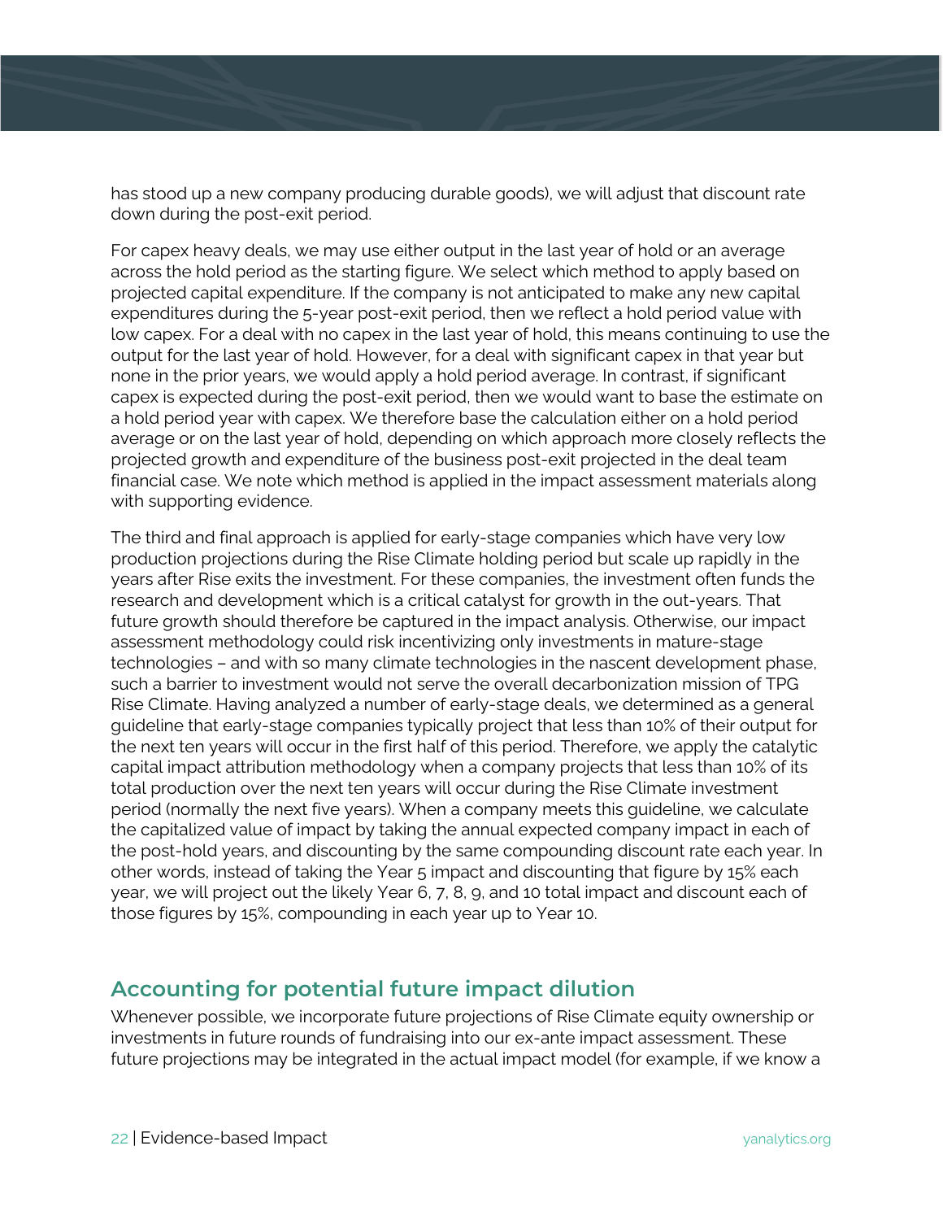has stood up a new company producing durable goods), we will adjust that discount rate down during the post-exit period.

For capex heavy deals, we may use either output in the last year of hold or an average across the hold period as the starting figure. We select which method to apply based on projected capital expenditure. If the company is not anticipated to make any new capital expenditures during the 5-year post-exit period, then we reflect a hold period value with low capex. For a deal with no capex in the last year of hold, this means continuing to use the output for the last year of hold. However, for a deal with significant capex in that year but none in the prior years, we would apply a hold period average. In contrast, if significant capex is expected during the post-exit period, then we would want to base the estimate on a hold period year with capex. We therefore base the calculation either on a hold period average or on the last year of hold, depending on which approach more closely reflects the projected growth and expenditure of the business post-exit projected in the deal team financial case. We note which method is applied in the impact assessment materials along with supporting evidence.

The third and final approach is applied for early-stage companies which have very low production projections during the Rise Climate holding period but scale up rapidly in the years after Rise exits the investment. For these companies, the investment often funds the research and development which is a critical catalyst for growth in the out-years. That future growth should therefore be captured in the impact analysis. Otherwise, our impact assessment methodology could risk incentivizing only investments in mature-stage technologies – and with so many climate technologies in the nascent development phase, such a barrier to investment would not serve the overall decarbonization mission of TPG Rise Climate. Having analyzed a number of early-stage deals, we determined as a general guideline that early-stage companies typically project that less than 10% of their output for the next ten years will occur in the first half of this period. Therefore, we apply the catalytic capital impact attribution methodology when a company projects that less than 10% of its total production over the next ten years will occur during the Rise Climate investment period (normally the next five years). When a company meets this guideline, we calculate the capitalized value of impact by taking the annual expected company impact in each of the post-hold years, and discounting by the same compounding discount rate each year. In other words, instead of taking the Year 5 impact and discounting that figure by 15% each year, we will project out the likely Year 6, 7, 8, 9, and 10 total impact and discount each of those figures by 15%, compounding in each year up to Year 10.

## Accounting for potential future impact dilution

Whenever possible, we incorporate future projections of Rise Climate equity ownership or investments in future rounds of fundraising into our ex-ante impact assessment. These future projections may be integrated in the actual impact model (for example, if we know a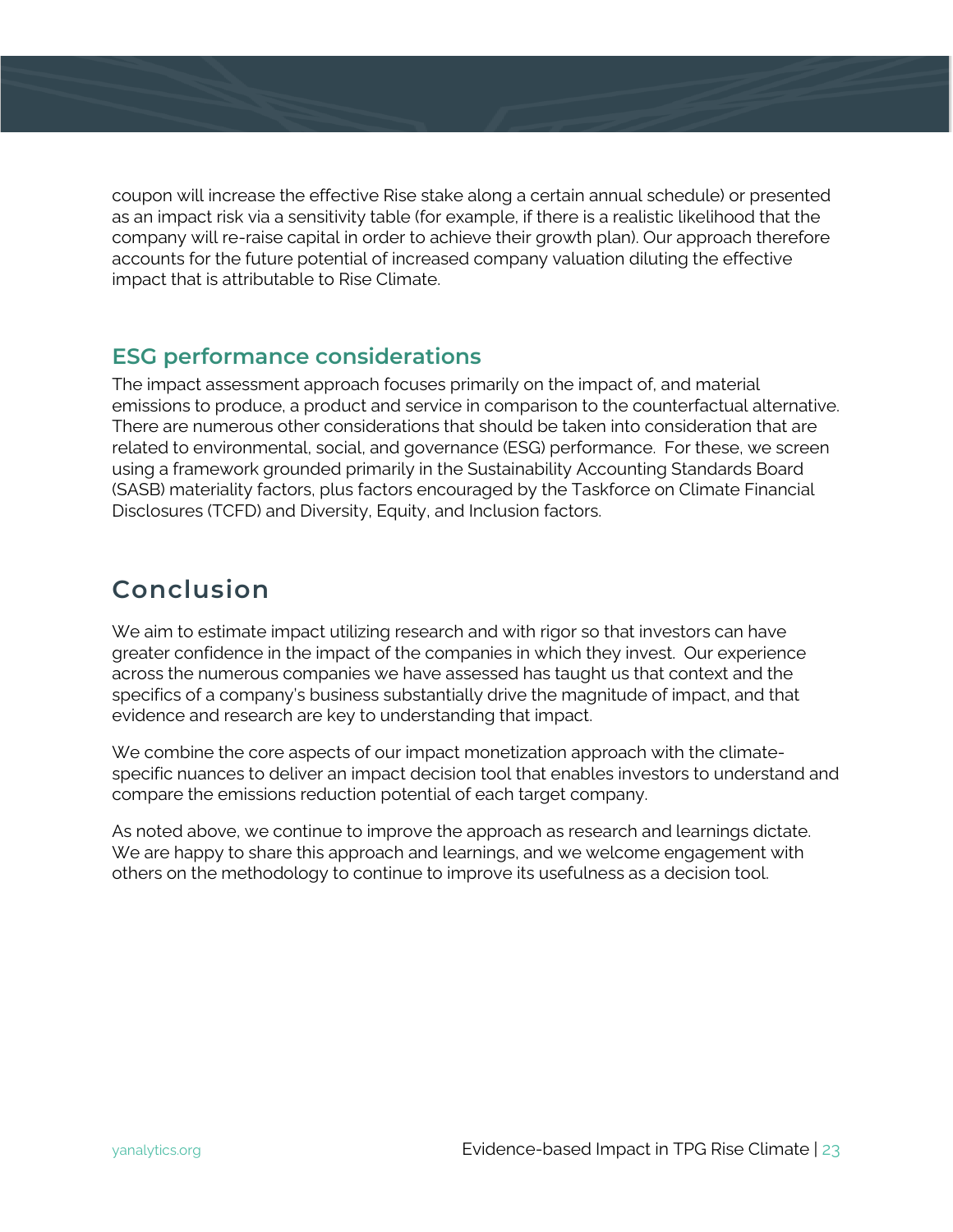coupon will increase the effective Rise stake along a certain annual schedule) or presented as an impact risk via a sensitivity table (for example, if there is a realistic likelihood that the company will re-raise capital in order to achieve their growth plan). Our approach therefore accounts for the future potential of increased company valuation diluting the effective impact that is attributable to Rise Climate.

### ESG performance considerations

The impact assessment approach focuses primarily on the impact of, and material emissions to produce, a product and service in comparison to the counterfactual alternative. There are numerous other considerations that should be taken into consideration that are related to environmental, social, and governance (ESG) performance. For these, we screen using a framework grounded primarily in the Sustainability Accounting Standards Board (SASB) materiality factors, plus factors encouraged by the Taskforce on Climate Financial Disclosures (TCFD) and Diversity, Equity, and Inclusion factors.

## Conclusion

We aim to estimate impact utilizing research and with rigor so that investors can have greater confidence in the impact of the companies in which they invest. Our experience across the numerous companies we have assessed has taught us that context and the specifics of a company's business substantially drive the magnitude of impact, and that evidence and research are key to understanding that impact.

We combine the core aspects of our impact monetization approach with the climate-specific nuances to deliver an impact decision tool that enables investors to understand and compare the emissions reduction potential of each target company.

As noted above, we continue to improve the approach as research and learnings dictate. We are happy to share this approach and learnings, and we welcome engagement with others on the methodology to continue to improve its usefulness as a decision tool.